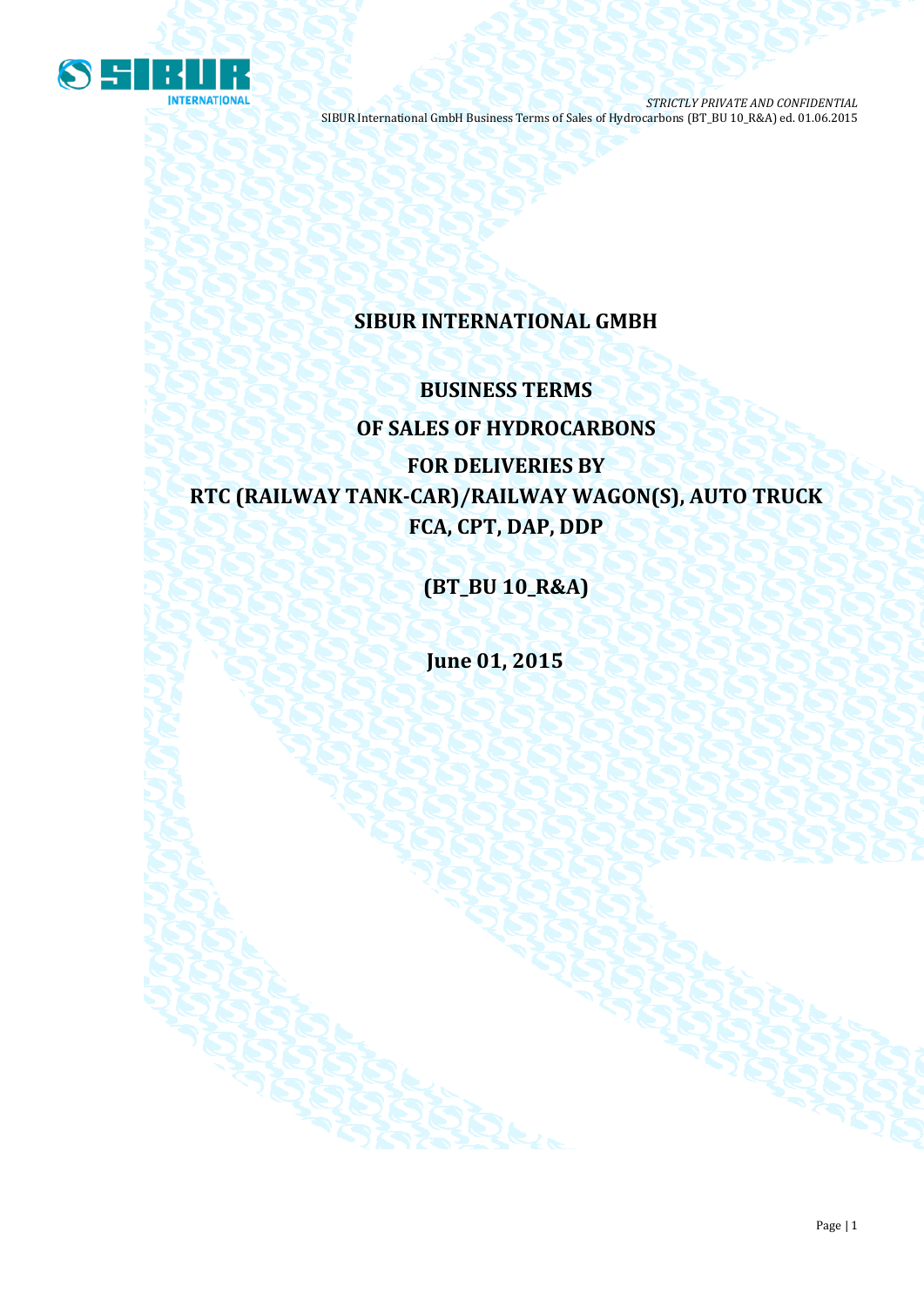# SIBUR INTERNATIONAL GMBH

## BUSINESS TERMS

## OF SALES OF HYDROCARBONS

## FOR DELIVERIES BY

## RTC (RAILWAY TANK-CAR)/RAILWAY WAGON(S), AUTO TRUCK

## FCA, CPT, DAP, DDP

## (BT_BU 10_R&A)

## June 01, 2015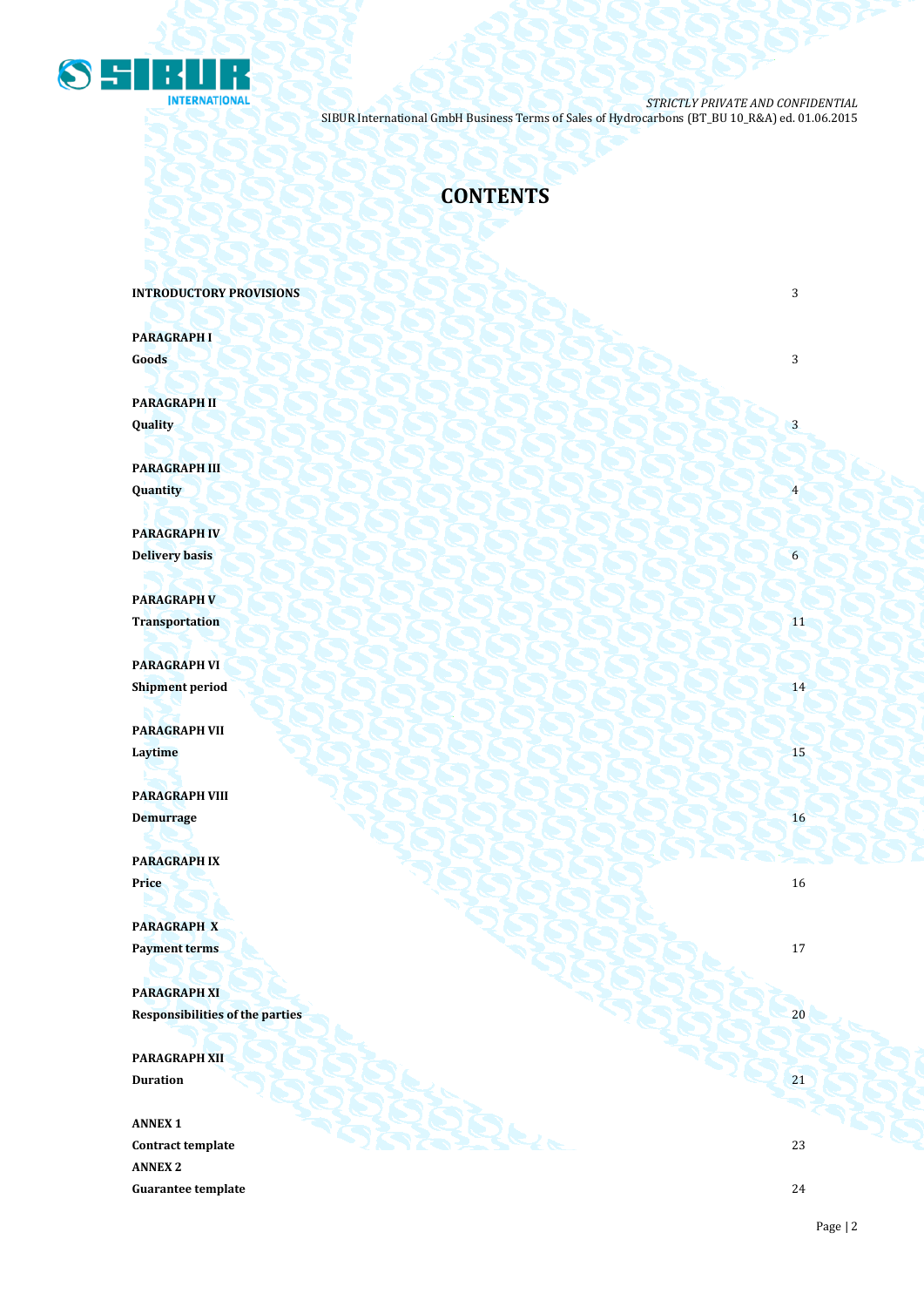# CONTENTS

| | |
|---|---|
| **INTRODUCTORY PROVISIONS** | 3 |
| **PARAGRAPH I** **Goods** | 3 |
| **PARAGRAPH II** **Quality** | 3 |
| **PARAGRAPH III** **Quantity** | 4 |
| **PARAGRAPH IV** **Delivery basis** | 6 |
| **PARAGRAPH V** **Transportation** | 11 |
| **PARAGRAPH VI** **Shipment period** | 14 |
| **PARAGRAPH VII** **Laytime** | 15 |
| **PARAGRAPH VIII** **Demurrage** | 16 |
| **PARAGRAPH IX** **Price** | 16 |
| **PARAGRAPH X** **Payment terms** | 17 |
| **PARAGRAPH XI** **Responsibilities of the parties** | 20 |
| **PARAGRAPH XII** **Duration** | 21 |
| **ANNEX 1** **Contract template** | 23 |
| **ANNEX 2** **Guarantee template** | 24 |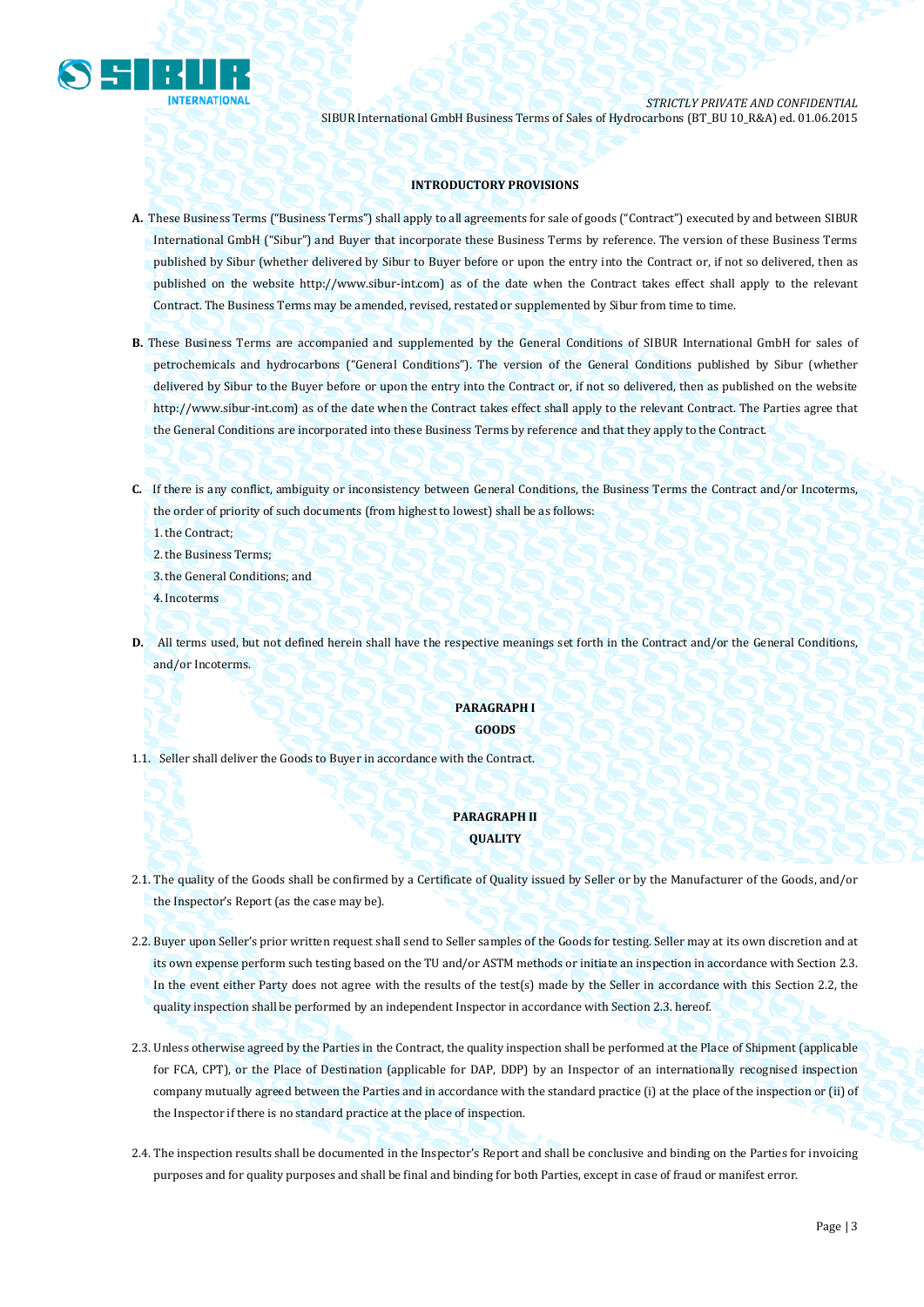**INTRODUCTORY PROVISIONS**

**A.** These Business Terms ("Business Terms") shall apply to all agreements for sale of goods ("Contract") executed by and between SIBUR International GmbH ("Sibur") and Buyer that incorporate these Business Terms by reference. The version of these Business Terms published by Sibur (whether delivered by Sibur to Buyer before or upon the entry into the Contract or, if not so delivered, then as published on the website http://www.sibur-int.com) as of the date when the Contract takes effect shall apply to the relevant Contract. The Business Terms may be amended, revised, restated or supplemented by Sibur from time to time.

**B.** These Business Terms are accompanied and supplemented by the General Conditions of SIBUR International GmbH for sales of petrochemicals and hydrocarbons ("General Conditions"). The version of the General Conditions published by Sibur (whether delivered by Sibur to the Buyer before or upon the entry into the Contract or, if not so delivered, then as published on the website http://www.sibur-int.com) as of the date when the Contract takes effect shall apply to the relevant Contract. The Parties agree that the General Conditions are incorporated into these Business Terms by reference and that they apply to the Contract.

**C.** If there is any conflict, ambiguity or inconsistency between General Conditions, the Business Terms the Contract and/or Incoterms, the order of priority of such documents (from highest to lowest) shall be as follows:
1. the Contract;
2. the Business Terms;
3. the General Conditions; and
4. Incoterms

**D.** All terms used, but not defined herein shall have the respective meanings set forth in the Contract and/or the General Conditions, and/or Incoterms.

**PARAGRAPH I**
**GOODS**

1.1. Seller shall deliver the Goods to Buyer in accordance with the Contract.

**PARAGRAPH II**
**QUALITY**

2.1. The quality of the Goods shall be confirmed by a Certificate of Quality issued by Seller or by the Manufacturer of the Goods, and/or the Inspector's Report (as the case may be).

2.2. Buyer upon Seller's prior written request shall send to Seller samples of the Goods for testing. Seller may at its own discretion and at its own expense perform such testing based on the TU and/or ASTM methods or initiate an inspection in accordance with Section 2.3. In the event either Party does not agree with the results of the test(s) made by the Seller in accordance with this Section 2.2, the quality inspection shall be performed by an independent Inspector in accordance with Section 2.3. hereof.

2.3. Unless otherwise agreed by the Parties in the Contract, the quality inspection shall be performed at the Place of Shipment (applicable for FCA, CPT), or the Place of Destination (applicable for DAP, DDP) by an Inspector of an internationally recognised inspection company mutually agreed between the Parties and in accordance with the standard practice (i) at the place of the inspection or (ii) of the Inspector if there is no standard practice at the place of inspection.

2.4. The inspection results shall be documented in the Inspector's Report and shall be conclusive and binding on the Parties for invoicing purposes and for quality purposes and shall be final and binding for both Parties, except in case of fraud or manifest error.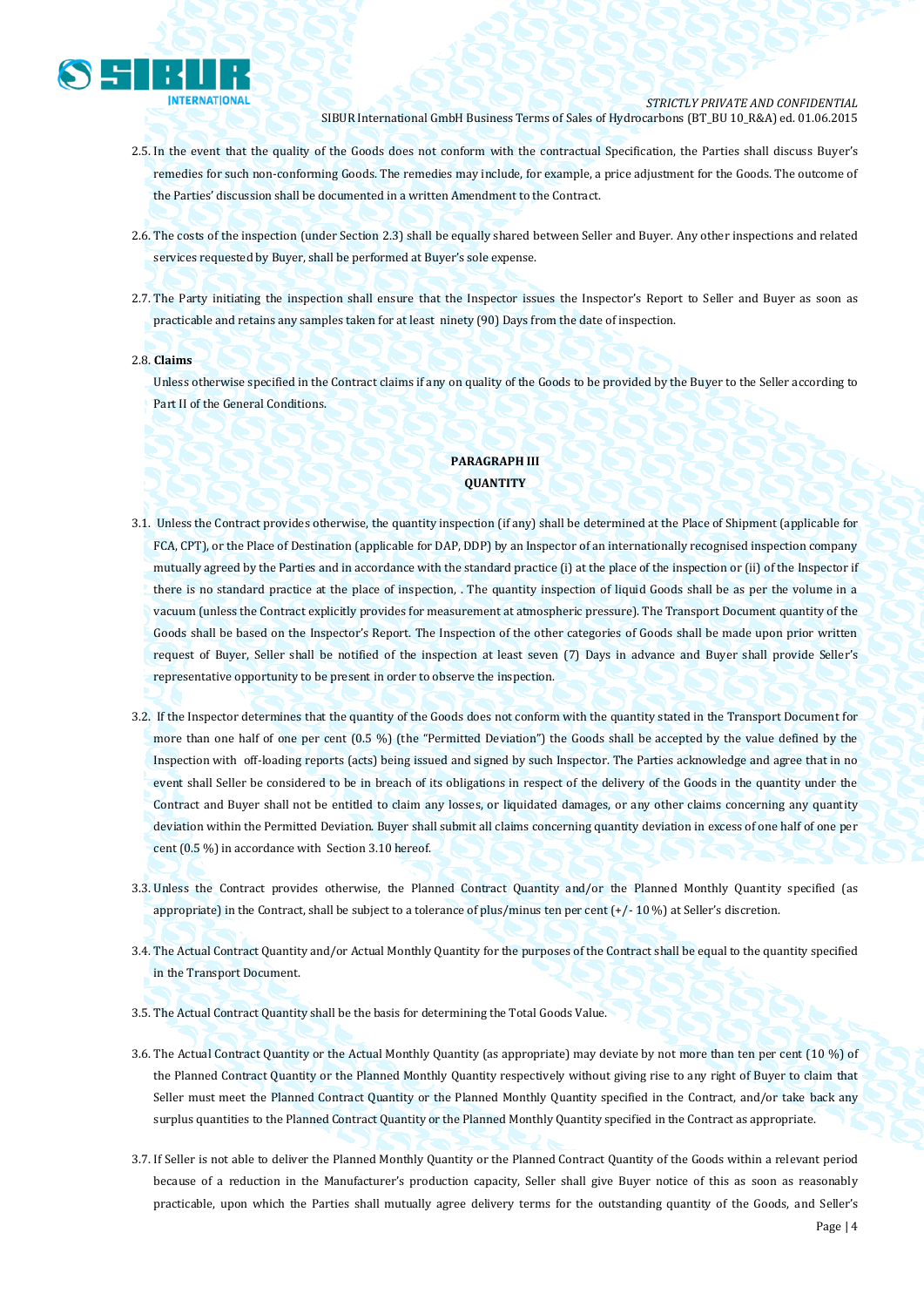2.5. In the event that the quality of the Goods does not conform with the contractual Specification, the Parties shall discuss Buyer's remedies for such non-conforming Goods. The remedies may include, for example, a price adjustment for the Goods. The outcome of the Parties' discussion shall be documented in a written Amendment to the Contract.

2.6. The costs of the inspection (under Section 2.3) shall be equally shared between Seller and Buyer. Any other inspections and related services requested by Buyer, shall be performed at Buyer's sole expense.

2.7. The Party initiating the inspection shall ensure that the Inspector issues the Inspector's Report to Seller and Buyer as soon as practicable and retains any samples taken for at least ninety (90) Days from the date of inspection.

2.8. **Claims**

Unless otherwise specified in the Contract claims if any on quality of the Goods to be provided by the Buyer to the Seller according to Part II of the General Conditions.

## PARAGRAPH III
## QUANTITY

3.1. Unless the Contract provides otherwise, the quantity inspection (if any) shall be determined at the Place of Shipment (applicable for FCA, CPT), or the Place of Destination (applicable for DAP, DDP) by an Inspector of an internationally recognised inspection company mutually agreed by the Parties and in accordance with the standard practice (i) at the place of the inspection or (ii) of the Inspector if there is no standard practice at the place of inspection, . The quantity inspection of liquid Goods shall be as per the volume in a vacuum (unless the Contract explicitly provides for measurement at atmospheric pressure). The Transport Document quantity of the Goods shall be based on the Inspector's Report. The Inspection of the other categories of Goods shall be made upon prior written request of Buyer, Seller shall be notified of the inspection at least seven (7) Days in advance and Buyer shall provide Seller's representative opportunity to be present in order to observe the inspection.

3.2. If the Inspector determines that the quantity of the Goods does not conform with the quantity stated in the Transport Document for more than one half of one per cent (0.5 %) (the "Permitted Deviation") the Goods shall be accepted by the value defined by the Inspection with off-loading reports (acts) being issued and signed by such Inspector. The Parties acknowledge and agree that in no event shall Seller be considered to be in breach of its obligations in respect of the delivery of the Goods in the quantity under the Contract and Buyer shall not be entitled to claim any losses, or liquidated damages, or any other claims concerning any quantity deviation within the Permitted Deviation. Buyer shall submit all claims concerning quantity deviation in excess of one half of one per cent (0.5 %) in accordance with Section 3.10 hereof.

3.3. Unless the Contract provides otherwise, the Planned Contract Quantity and/or the Planned Monthly Quantity specified (as appropriate) in the Contract, shall be subject to a tolerance of plus/minus ten per cent (+/- 10 %) at Seller's discretion.

3.4. The Actual Contract Quantity and/or Actual Monthly Quantity for the purposes of the Contract shall be equal to the quantity specified in the Transport Document.

3.5. The Actual Contract Quantity shall be the basis for determining the Total Goods Value.

3.6. The Actual Contract Quantity or the Actual Monthly Quantity (as appropriate) may deviate by not more than ten per cent (10 %) of the Planned Contract Quantity or the Planned Monthly Quantity respectively without giving rise to any right of Buyer to claim that Seller must meet the Planned Contract Quantity or the Planned Monthly Quantity specified in the Contract, and/or take back any surplus quantities to the Planned Contract Quantity or the Planned Monthly Quantity specified in the Contract as appropriate.

3.7. If Seller is not able to deliver the Planned Monthly Quantity or the Planned Contract Quantity of the Goods within a relevant period because of a reduction in the Manufacturer's production capacity, Seller shall give Buyer notice of this as soon as reasonably practicable, upon which the Parties shall mutually agree delivery terms for the outstanding quantity of the Goods, and Seller's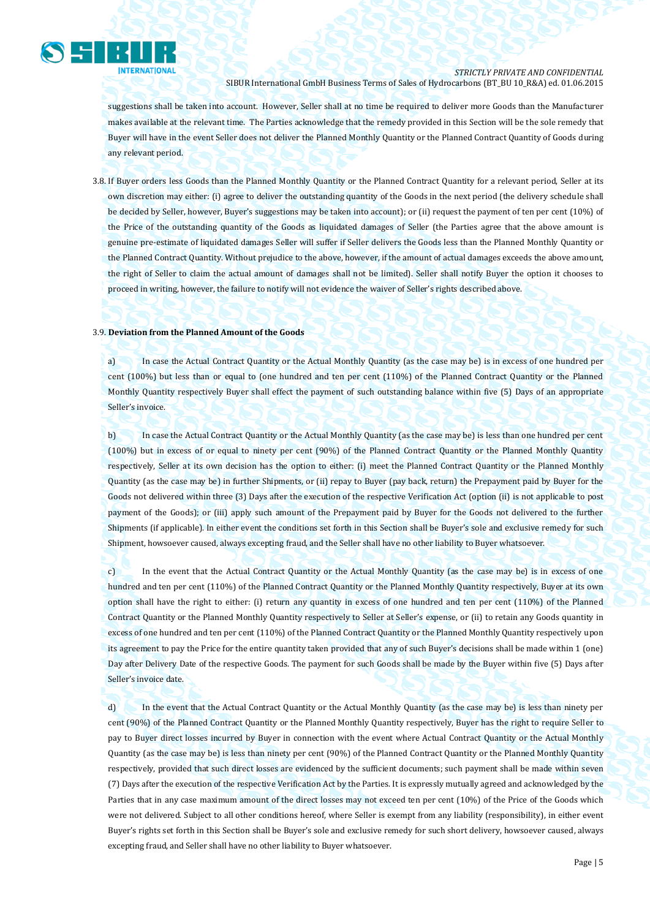suggestions shall be taken into account. However, Seller shall at no time be required to deliver more Goods than the Manufacturer makes available at the relevant time. The Parties acknowledge that the remedy provided in this Section will be the sole remedy that Buyer will have in the event Seller does not deliver the Planned Monthly Quantity or the Planned Contract Quantity of Goods during any relevant period.

3.8. If Buyer orders less Goods than the Planned Monthly Quantity or the Planned Contract Quantity for a relevant period, Seller at its own discretion may either: (i) agree to deliver the outstanding quantity of the Goods in the next period (the delivery schedule shall be decided by Seller, however, Buyer's suggestions may be taken into account); or (ii) request the payment of ten per cent (10%) of the Price of the outstanding quantity of the Goods as liquidated damages of Seller (the Parties agree that the above amount is genuine pre-estimate of liquidated damages Seller will suffer if Seller delivers the Goods less than the Planned Monthly Quantity or the Planned Contract Quantity. Without prejudice to the above, however, if the amount of actual damages exceeds the above amount, the right of Seller to claim the actual amount of damages shall not be limited). Seller shall notify Buyer the option it chooses to proceed in writing, however, the failure to notify will not evidence the waiver of Seller's rights described above.

3.9. **Deviation from the Planned Amount of the Goods**

a) In case the Actual Contract Quantity or the Actual Monthly Quantity (as the case may be) is in excess of one hundred per cent (100%) but less than or equal to (one hundred and ten per cent (110%) of the Planned Contract Quantity or the Planned Monthly Quantity respectively Buyer shall effect the payment of such outstanding balance within five (5) Days of an appropriate Seller's invoice.

b) In case the Actual Contract Quantity or the Actual Monthly Quantity (as the case may be) is less than one hundred per cent (100%) but in excess of or equal to ninety per cent (90%) of the Planned Contract Quantity or the Planned Monthly Quantity respectively, Seller at its own decision has the option to either: (i) meet the Planned Contract Quantity or the Planned Monthly Quantity (as the case may be) in further Shipments, or (ii) repay to Buyer (pay back, return) the Prepayment paid by Buyer for the Goods not delivered within three (3) Days after the execution of the respective Verification Act (option (ii) is not applicable to post payment of the Goods); or (iii) apply such amount of the Prepayment paid by Buyer for the Goods not delivered to the further Shipments (if applicable). In either event the conditions set forth in this Section shall be Buyer's sole and exclusive remedy for such Shipment, howsoever caused, always excepting fraud, and the Seller shall have no other liability to Buyer whatsoever.

c) In the event that the Actual Contract Quantity or the Actual Monthly Quantity (as the case may be) is in excess of one hundred and ten per cent (110%) of the Planned Contract Quantity or the Planned Monthly Quantity respectively, Buyer at its own option shall have the right to either: (i) return any quantity in excess of one hundred and ten per cent (110%) of the Planned Contract Quantity or the Planned Monthly Quantity respectively to Seller at Seller's expense, or (ii) to retain any Goods quantity in excess of one hundred and ten per cent (110%) of the Planned Contract Quantity or the Planned Monthly Quantity respectively upon its agreement to pay the Price for the entire quantity taken provided that any of such Buyer's decisions shall be made within 1 (one) Day after Delivery Date of the respective Goods. The payment for such Goods shall be made by the Buyer within five (5) Days after Seller's invoice date.

d) In the event that the Actual Contract Quantity or the Actual Monthly Quantity (as the case may be) is less than ninety per cent (90%) of the Planned Contract Quantity or the Planned Monthly Quantity respectively, Buyer has the right to require Seller to pay to Buyer direct losses incurred by Buyer in connection with the event where Actual Contract Quantity or the Actual Monthly Quantity (as the case may be) is less than ninety per cent (90%) of the Planned Contract Quantity or the Planned Monthly Quantity respectively, provided that such direct losses are evidenced by the sufficient documents; such payment shall be made within seven (7) Days after the execution of the respective Verification Act by the Parties. It is expressly mutually agreed and acknowledged by the Parties that in any case maximum amount of the direct losses may not exceed ten per cent (10%) of the Price of the Goods which were not delivered. Subject to all other conditions hereof, where Seller is exempt from any liability (responsibility), in either event Buyer's rights set forth in this Section shall be Buyer's sole and exclusive remedy for such short delivery, howsoever caused, always excepting fraud, and Seller shall have no other liability to Buyer whatsoever.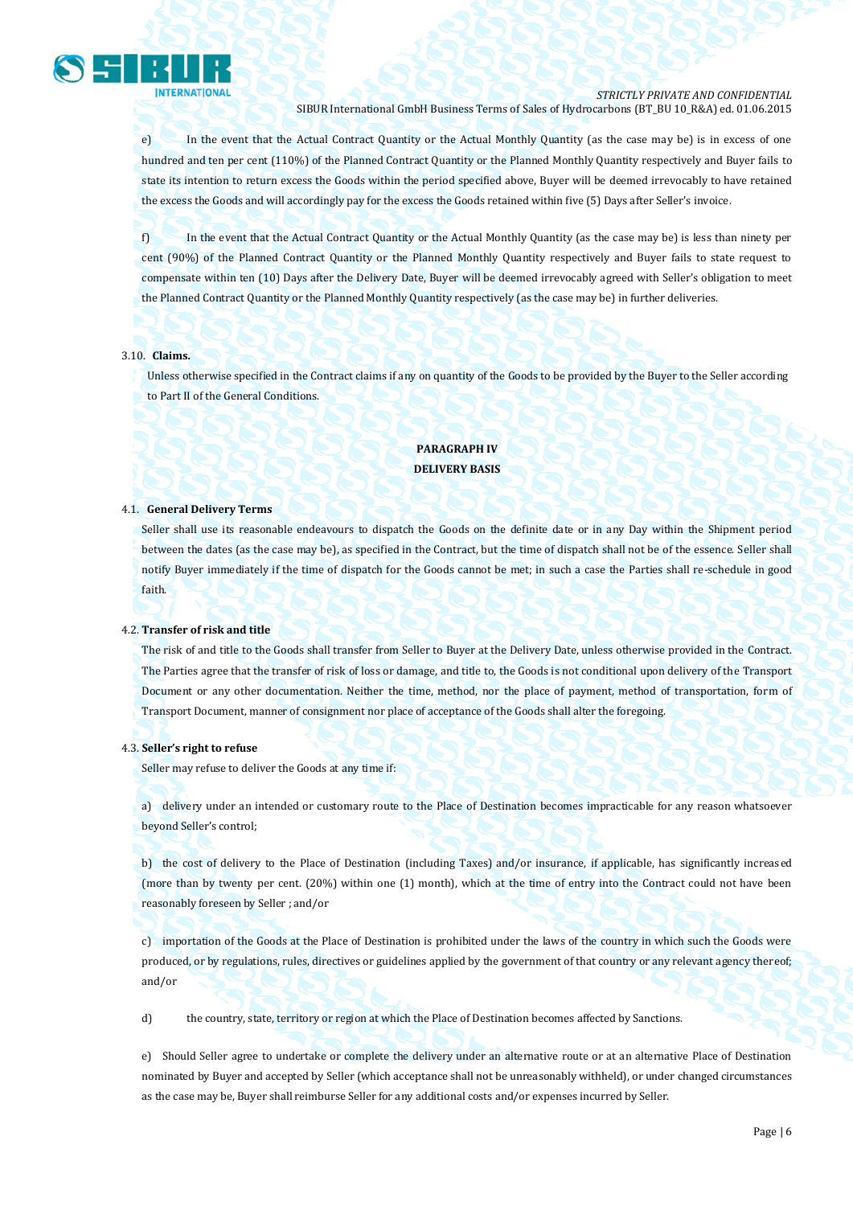e) In the event that the Actual Contract Quantity or the Actual Monthly Quantity (as the case may be) is in excess of one hundred and ten per cent (110%) of the Planned Contract Quantity or the Planned Monthly Quantity respectively and Buyer fails to state its intention to return excess the Goods within the period specified above, Buyer will be deemed irrevocably to have retained the excess the Goods and will accordingly pay for the excess the Goods retained within five (5) Days after Seller's invoice.

f) In the event that the Actual Contract Quantity or the Actual Monthly Quantity (as the case may be) is less than ninety per cent (90%) of the Planned Contract Quantity or the Planned Monthly Quantity respectively and Buyer fails to state request to compensate within ten (10) Days after the Delivery Date, Buyer will be deemed irrevocably agreed with Seller's obligation to meet the Planned Contract Quantity or the Planned Monthly Quantity respectively (as the case may be) in further deliveries.

3.10. **Claims.**

Unless otherwise specified in the Contract claims if any on quantity of the Goods to be provided by the Buyer to the Seller according to Part II of the General Conditions.

## PARAGRAPH IV
## DELIVERY BASIS

4.1. **General Delivery Terms**

Seller shall use its reasonable endeavours to dispatch the Goods on the definite date or in any Day within the Shipment period between the dates (as the case may be), as specified in the Contract, but the time of dispatch shall not be of the essence. Seller shall notify Buyer immediately if the time of dispatch for the Goods cannot be met; in such a case the Parties shall re-schedule in good faith.

4.2. **Transfer of risk and title**

The risk of and title to the Goods shall transfer from Seller to Buyer at the Delivery Date, unless otherwise provided in the Contract. The Parties agree that the transfer of risk of loss or damage, and title to, the Goods is not conditional upon delivery of the Transport Document or any other documentation. Neither the time, method, nor the place of payment, method of transportation, form of Transport Document, manner of consignment nor place of acceptance of the Goods shall alter the foregoing.

4.3. **Seller's right to refuse**

Seller may refuse to deliver the Goods at any time if:

a) delivery under an intended or customary route to the Place of Destination becomes impracticable for any reason whatsoever beyond Seller's control;

b) the cost of delivery to the Place of Destination (including Taxes) and/or insurance, if applicable, has significantly increased (more than by twenty per cent. (20%) within one (1) month), which at the time of entry into the Contract could not have been reasonably foreseen by Seller ; and/or

c) importation of the Goods at the Place of Destination is prohibited under the laws of the country in which such the Goods were produced, or by regulations, rules, directives or guidelines applied by the government of that country or any relevant agency thereof; and/or

d) the country, state, territory or region at which the Place of Destination becomes affected by Sanctions.

e) Should Seller agree to undertake or complete the delivery under an alternative route or at an alternative Place of Destination nominated by Buyer and accepted by Seller (which acceptance shall not be unreasonably withheld), or under changed circumstances as the case may be, Buyer shall reimburse Seller for any additional costs and/or expenses incurred by Seller.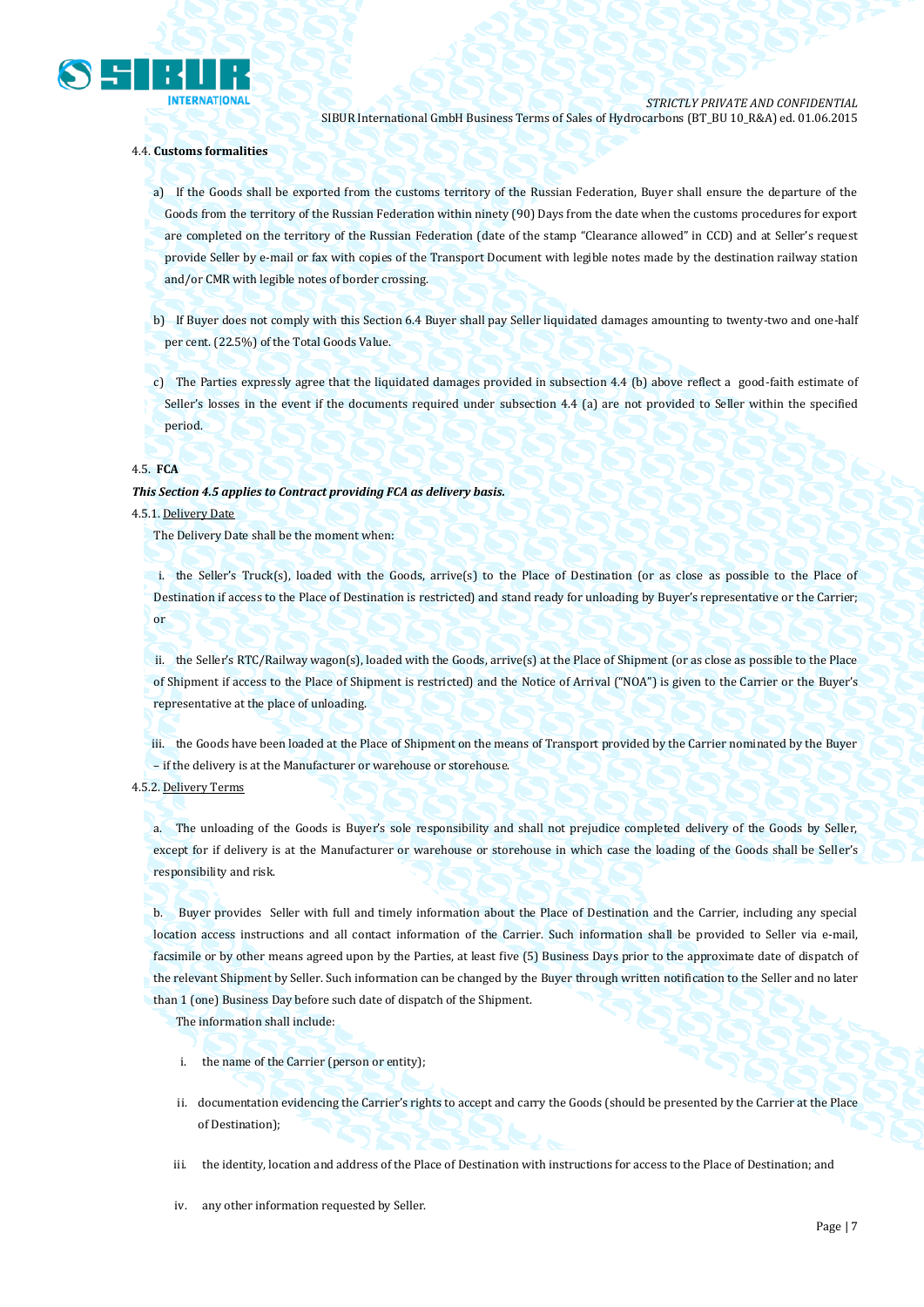4.4. **Customs formalities**

a) If the Goods shall be exported from the customs territory of the Russian Federation, Buyer shall ensure the departure of the Goods from the territory of the Russian Federation within ninety (90) Days from the date when the customs procedures for export are completed on the territory of the Russian Federation (date of the stamp "Clearance allowed" in CCD) and at Seller's request provide Seller by e-mail or fax with copies of the Transport Document with legible notes made by the destination railway station and/or CMR with legible notes of border crossing.

b) If Buyer does not comply with this Section 6.4 Buyer shall pay Seller liquidated damages amounting to twenty-two and one-half per cent. (22.5%) of the Total Goods Value.

c) The Parties expressly agree that the liquidated damages provided in subsection 4.4 (b) above reflect a good-faith estimate of Seller's losses in the event if the documents required under subsection 4.4 (a) are not provided to Seller within the specified period.

4.5. **FCA**

***This Section 4.5 applies to Contract providing FCA as delivery basis.***

4.5.1. Delivery Date

The Delivery Date shall be the moment when:

i. the Seller's Truck(s), loaded with the Goods, arrive(s) to the Place of Destination (or as close as possible to the Place of Destination if access to the Place of Destination is restricted) and stand ready for unloading by Buyer's representative or the Carrier; or

ii. the Seller's RTC/Railway wagon(s), loaded with the Goods, arrive(s) at the Place of Shipment (or as close as possible to the Place of Shipment if access to the Place of Shipment is restricted) and the Notice of Arrival ("NOA") is given to the Carrier or the Buyer's representative at the place of unloading.

iii. the Goods have been loaded at the Place of Shipment on the means of Transport provided by the Carrier nominated by the Buyer – if the delivery is at the Manufacturer or warehouse or storehouse.

4.5.2. Delivery Terms

a. The unloading of the Goods is Buyer's sole responsibility and shall not prejudice completed delivery of the Goods by Seller, except for if delivery is at the Manufacturer or warehouse or storehouse in which case the loading of the Goods shall be Seller's responsibility and risk.

b. Buyer provides Seller with full and timely information about the Place of Destination and the Carrier, including any special location access instructions and all contact information of the Carrier. Such information shall be provided to Seller via e-mail, facsimile or by other means agreed upon by the Parties, at least five (5) Business Days prior to the approximate date of dispatch of the relevant Shipment by Seller. Such information can be changed by the Buyer through written notification to the Seller and no later than 1 (one) Business Day before such date of dispatch of the Shipment.

The information shall include:

i. the name of the Carrier (person or entity);

ii. documentation evidencing the Carrier's rights to accept and carry the Goods (should be presented by the Carrier at the Place of Destination);

iii. the identity, location and address of the Place of Destination with instructions for access to the Place of Destination; and

iv. any other information requested by Seller.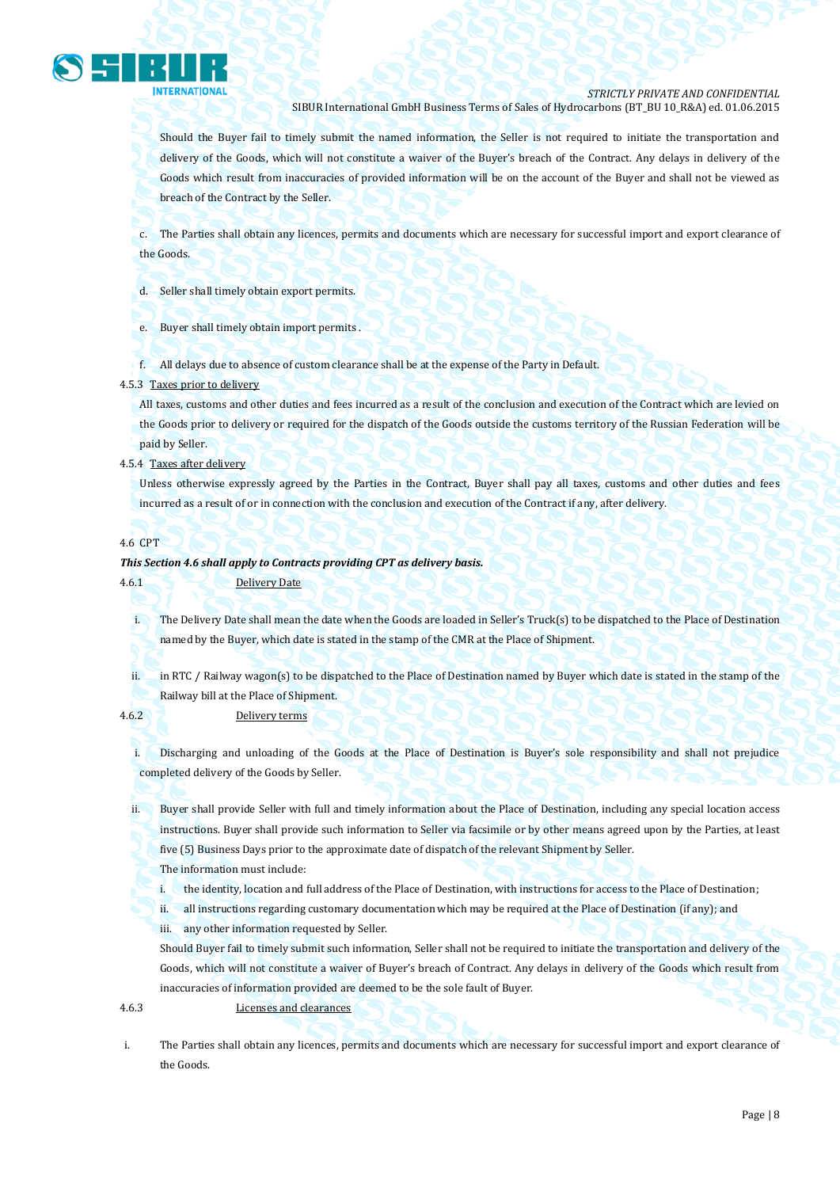Should the Buyer fail to timely submit the named information, the Seller is not required to initiate the transportation and delivery of the Goods, which will not constitute a waiver of the Buyer's breach of the Contract. Any delays in delivery of the Goods which result from inaccuracies of provided information will be on the account of the Buyer and shall not be viewed as breach of the Contract by the Seller.

c. The Parties shall obtain any licences, permits and documents which are necessary for successful import and export clearance of the Goods.

d. Seller shall timely obtain export permits.

e. Buyer shall timely obtain import permits .

f. All delays due to absence of custom clearance shall be at the expense of the Party in Default.

4.5.3 Taxes prior to delivery

All taxes, customs and other duties and fees incurred as a result of the conclusion and execution of the Contract which are levied on the Goods prior to delivery or required for the dispatch of the Goods outside the customs territory of the Russian Federation will be paid by Seller.

4.5.4 Taxes after delivery

Unless otherwise expressly agreed by the Parties in the Contract, Buyer shall pay all taxes, customs and other duties and fees incurred as a result of or in connection with the conclusion and execution of the Contract if any, after delivery.

4.6 CPT

***This Section 4.6 shall apply to Contracts providing CPT as delivery basis.***

4.6.1 Delivery Date

i. The Delivery Date shall mean the date when the Goods are loaded in Seller's Truck(s) to be dispatched to the Place of Destination named by the Buyer, which date is stated in the stamp of the CMR at the Place of Shipment.

ii. in RTC / Railway wagon(s) to be dispatched to the Place of Destination named by Buyer which date is stated in the stamp of the Railway bill at the Place of Shipment.

4.6.2 Delivery terms

i. Discharging and unloading of the Goods at the Place of Destination is Buyer's sole responsibility and shall not prejudice completed delivery of the Goods by Seller.

ii. Buyer shall provide Seller with full and timely information about the Place of Destination, including any special location access instructions. Buyer shall provide such information to Seller via facsimile or by other means agreed upon by the Parties, at least five (5) Business Days prior to the approximate date of dispatch of the relevant Shipment by Seller.

The information must include:

i. the identity, location and full address of the Place of Destination, with instructions for access to the Place of Destination;
ii. all instructions regarding customary documentation which may be required at the Place of Destination (if any); and
iii. any other information requested by Seller.

Should Buyer fail to timely submit such information, Seller shall not be required to initiate the transportation and delivery of the Goods, which will not constitute a waiver of Buyer's breach of Contract. Any delays in delivery of the Goods which result from inaccuracies of information provided are deemed to be the sole fault of Buyer.

4.6.3 Licenses and clearances

i. The Parties shall obtain any licences, permits and documents which are necessary for successful import and export clearance of the Goods.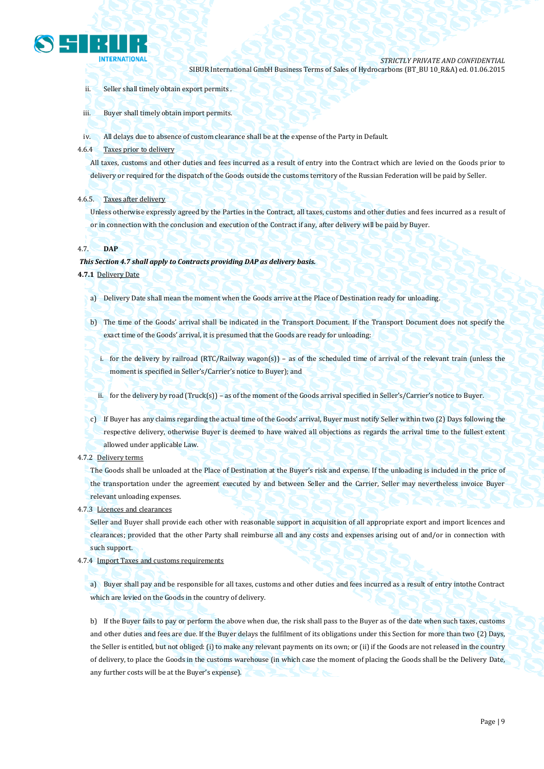ii. Seller shall timely obtain export permits .

iii. Buyer shall timely obtain import permits.

iv. All delays due to absence of custom clearance shall be at the expense of the Party in Default.

4.6.4 Taxes prior to delivery

All taxes, customs and other duties and fees incurred as a result of entry into the Contract which are levied on the Goods prior to delivery or required for the dispatch of the Goods outside the customs territory of the Russian Federation will be paid by Seller.

4.6.5. Taxes after delivery

Unless otherwise expressly agreed by the Parties in the Contract, all taxes, customs and other duties and fees incurred as a result of or in connection with the conclusion and execution of the Contract if any, after delivery will be paid by Buyer.

4.7. **DAP**

***This Section 4.7 shall apply to Contracts providing DAP as delivery basis.***

**4.7.1** Delivery Date

a) Delivery Date shall mean the moment when the Goods arrive at the Place of Destination ready for unloading.

b) The time of the Goods' arrival shall be indicated in the Transport Document. If the Transport Document does not specify the exact time of the Goods' arrival, it is presumed that the Goods are ready for unloading:

i. for the delivery by railroad (RTC/Railway wagon(s)) – as of the scheduled time of arrival of the relevant train (unless the moment is specified in Seller's/Carrier's notice to Buyer); and

ii. for the delivery by road (Truck(s)) – as of the moment of the Goods arrival specified in Seller's/Carrier's notice to Buyer.

c) If Buyer has any claims regarding the actual time of the Goods' arrival, Buyer must notify Seller within two (2) Days following the respective delivery, otherwise Buyer is deemed to have waived all objections as regards the arrival time to the fullest extent allowed under applicable Law.

4.7.2 Delivery terms

The Goods shall be unloaded at the Place of Destination at the Buyer's risk and expense. If the unloading is included in the price of the transportation under the agreement executed by and between Seller and the Carrier, Seller may nevertheless invoice Buyer relevant unloading expenses.

4.7.3 Licences and clearances

Seller and Buyer shall provide each other with reasonable support in acquisition of all appropriate export and import licences and clearances; provided that the other Party shall reimburse all and any costs and expenses arising out of and/or in connection with such support.

4.7.4 Import Taxes and customs requirements

a) Buyer shall pay and be responsible for all taxes, customs and other duties and fees incurred as a result of entry intothe Contract which are levied on the Goods in the country of delivery.

b) If the Buyer fails to pay or perform the above when due, the risk shall pass to the Buyer as of the date when such taxes, customs and other duties and fees are due. If the Buyer delays the fulfilment of its obligations under this Section for more than two (2) Days, the Seller is entitled, but not obliged: (i) to make any relevant payments on its own; or (ii) if the Goods are not released in the country of delivery, to place the Goods in the customs warehouse (in which case the moment of placing the Goods shall be the Delivery Date, any further costs will be at the Buyer's expense).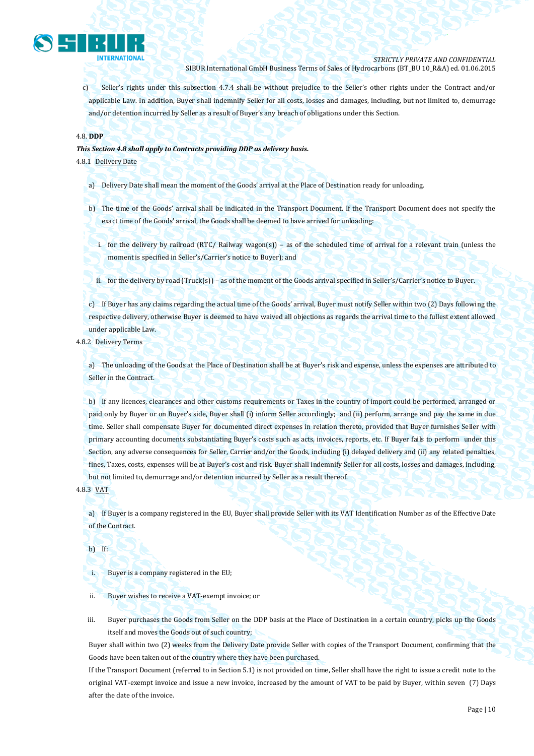c) Seller's rights under this subsection 4.7.4 shall be without prejudice to the Seller's other rights under the Contract and/or applicable Law. In addition, Buyer shall indemnify Seller for all costs, losses and damages, including, but not limited to, demurrage and/or detention incurred by Seller as a result of Buyer's any breach of obligations under this Section.

4.8. **DDP**

***This Section 4.8 shall apply to Contracts providing DDP as delivery basis.***

4.8.1 Delivery Date

a) Delivery Date shall mean the moment of the Goods' arrival at the Place of Destination ready for unloading.

b) The time of the Goods' arrival shall be indicated in the Transport Document. If the Transport Document does not specify the exact time of the Goods' arrival, the Goods shall be deemed to have arrived for unloading:

i. for the delivery by railroad (RTC/ Railway wagon(s)) – as of the scheduled time of arrival for a relevant train (unless the moment is specified in Seller's/Carrier's notice to Buyer); and

ii. for the delivery by road (Truck(s)) – as of the moment of the Goods arrival specified in Seller's/Carrier's notice to Buyer.

c) If Buyer has any claims regarding the actual time of the Goods' arrival, Buyer must notify Seller within two (2) Days following the respective delivery, otherwise Buyer is deemed to have waived all objections as regards the arrival time to the fullest extent allowed under applicable Law.

4.8.2 Delivery Terms

a) The unloading of the Goods at the Place of Destination shall be at Buyer's risk and expense, unless the expenses are attributed to Seller in the Contract.

b) If any licences, clearances and other customs requirements or Taxes in the country of import could be performed, arranged or paid only by Buyer or on Buyer's side, Buyer shall (i) inform Seller accordingly; and (ii) perform, arrange and pay the same in due time. Seller shall compensate Buyer for documented direct expenses in relation thereto, provided that Buyer furnishes Seller with primary accounting documents substantiating Buyer's costs such as acts, invoices, reports, etc. If Buyer fails to perform under this Section, any adverse consequences for Seller, Carrier and/or the Goods, including (i) delayed delivery and (ii) any related penalties, fines, Taxes, costs, expenses will be at Buyer's cost and risk. Buyer shall indemnify Seller for all costs, losses and damages, including, but not limited to, demurrage and/or detention incurred by Seller as a result thereof.

4.8.3 VAT

a) If Buyer is a company registered in the EU, Buyer shall provide Seller with its VAT Identification Number as of the Effective Date of the Contract.

b) If:

i. Buyer is a company registered in the EU;

ii. Buyer wishes to receive a VAT-exempt invoice; or

iii. Buyer purchases the Goods from Seller on the DDP basis at the Place of Destination in a certain country, picks up the Goods itself and moves the Goods out of such country;

Buyer shall within two (2) weeks from the Delivery Date provide Seller with copies of the Transport Document, confirming that the Goods have been taken out of the country where they have been purchased.

If the Transport Document (referred to in Section 5.1) is not provided on time, Seller shall have the right to issue a credit note to the original VAT-exempt invoice and issue a new invoice, increased by the amount of VAT to be paid by Buyer, within seven (7) Days after the date of the invoice.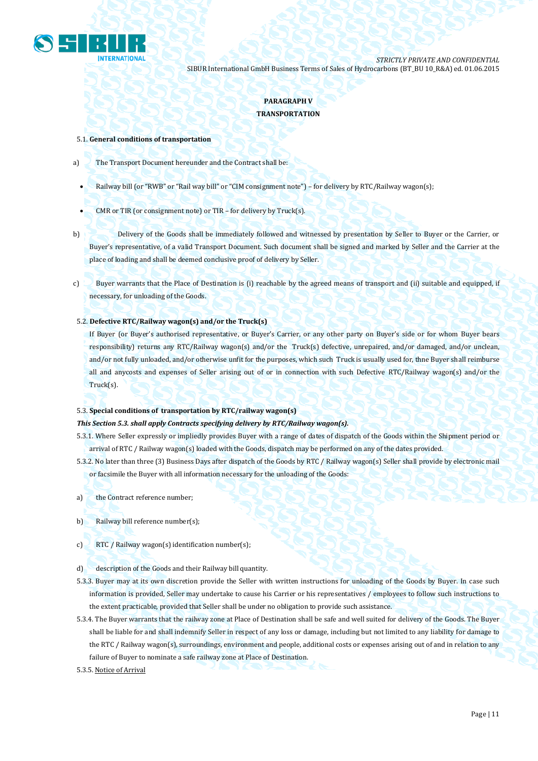**PARAGRAPH V**

**TRANSPORTATION**

5.1. **General conditions of transportation**

a) The Transport Document hereunder and the Contract shall be:

- Railway bill (or "RWB" or "Rail way bill" or "CIM consignment note") – for delivery by RTC/Railway wagon(s);
- CMR or TIR (or consignment note) or TIR – for delivery by Truck(s).

b) Delivery of the Goods shall be immediately followed and witnessed by presentation by Seller to Buyer or the Carrier, or Buyer's representative, of a valid Transport Document. Such document shall be signed and marked by Seller and the Carrier at the place of loading and shall be deemed conclusive proof of delivery by Seller.

c) Buyer warrants that the Place of Destination is (i) reachable by the agreed means of transport and (ii) suitable and equipped, if necessary, for unloading of the Goods.

5.2. **Defective RTC/Railway wagon(s) and/or the Truck(s)**

If Buyer (or Buyer's authorised representative, or Buyer's Carrier, or any other party on Buyer's side or for whom Buyer bears responsibility) returns any RTC/Railway wagon(s) and/or the Truck(s) defective, unrepaired, and/or damaged, and/or unclean, and/or not fully unloaded, and/or otherwise unfit for the purposes, which such Truck is usually used for, thne Buyer shall reimburse all and anycosts and expenses of Seller arising out of or in connection with such Defective RTC/Railway wagon(s) and/or the Truck(s).

5.3. **Special conditions of transportation by RTC/railway wagon(s)**

***This Section 5.3. shall apply Contracts specifying delivery by RTC/Railway wagon(s).***

5.3.1. Where Seller expressly or impliedly provides Buyer with a range of dates of dispatch of the Goods within the Shipment period or arrival of RTC / Railway wagon(s) loaded with the Goods, dispatch may be performed on any of the dates provided.

5.3.2. No later than three (3) Business Days after dispatch of the Goods by RTC / Railway wagon(s) Seller shall provide by electronic mail or facsimile the Buyer with all information necessary for the unloading of the Goods:

a) the Contract reference number;

b) Railway bill reference number(s);

c) RTC / Railway wagon(s) identification number(s);

d) description of the Goods and their Railway bill quantity.

5.3.3. Buyer may at its own discretion provide the Seller with written instructions for unloading of the Goods by Buyer. In case such information is provided, Seller may undertake to cause his Carrier or his representatives / employees to follow such instructions to the extent practicable, provided that Seller shall be under no obligation to provide such assistance.

5.3.4. The Buyer warrants that the railway zone at Place of Destination shall be safe and well suited for delivery of the Goods. The Buyer shall be liable for and shall indemnify Seller in respect of any loss or damage, including but not limited to any liability for damage to the RTC / Railway wagon(s), surroundings, environment and people, additional costs or expenses arising out of and in relation to any failure of Buyer to nominate a safe railway zone at Place of Destination.

5.3.5. Notice of Arrival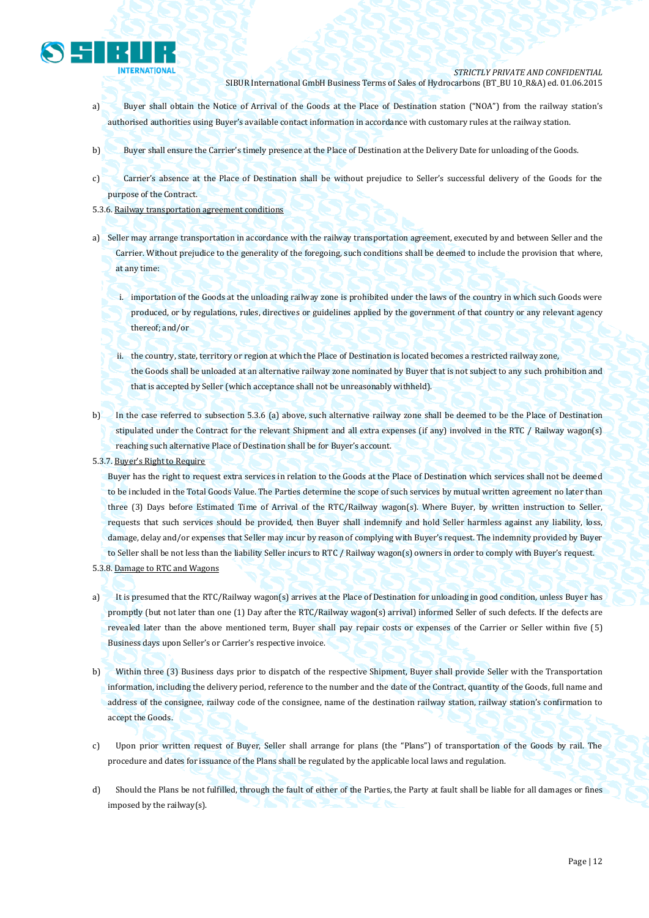a) Buyer shall obtain the Notice of Arrival of the Goods at the Place of Destination station ("NOA") from the railway station's authorised authorities using Buyer's available contact information in accordance with customary rules at the railway station.

b) Buyer shall ensure the Carrier's timely presence at the Place of Destination at the Delivery Date for unloading of the Goods.

c) Carrier's absence at the Place of Destination shall be without prejudice to Seller's successful delivery of the Goods for the purpose of the Contract.

5.3.6. Railway transportation agreement conditions

a) Seller may arrange transportation in accordance with the railway transportation agreement, executed by and between Seller and the Carrier. Without prejudice to the generality of the foregoing, such conditions shall be deemed to include the provision that where, at any time:

   i. importation of the Goods at the unloading railway zone is prohibited under the laws of the country in which such Goods were produced, or by regulations, rules, directives or guidelines applied by the government of that country or any relevant agency thereof; and/or

   ii. the country, state, territory or region at which the Place of Destination is located becomes a restricted railway zone,
   the Goods shall be unloaded at an alternative railway zone nominated by Buyer that is not subject to any such prohibition and that is accepted by Seller (which acceptance shall not be unreasonably withheld).

b) In the case referred to subsection 5.3.6 (a) above, such alternative railway zone shall be deemed to be the Place of Destination stipulated under the Contract for the relevant Shipment and all extra expenses (if any) involved in the RTC / Railway wagon(s) reaching such alternative Place of Destination shall be for Buyer's account.

5.3.7. Buyer's Right to Require

Buyer has the right to request extra services in relation to the Goods at the Place of Destination which services shall not be deemed to be included in the Total Goods Value. The Parties determine the scope of such services by mutual written agreement no later than three (3) Days before Estimated Time of Arrival of the RTC/Railway wagon(s). Where Buyer, by written instruction to Seller, requests that such services should be provided, then Buyer shall indemnify and hold Seller harmless against any liability, loss, damage, delay and/or expenses that Seller may incur by reason of complying with Buyer's request. The indemnity provided by Buyer to Seller shall be not less than the liability Seller incurs to RTC / Railway wagon(s) owners in order to comply with Buyer's request.

5.3.8. Damage to RTC and Wagons

a) It is presumed that the RTC/Railway wagon(s) arrives at the Place of Destination for unloading in good condition, unless Buyer has promptly (but not later than one (1) Day after the RTC/Railway wagon(s) arrival) informed Seller of such defects. If the defects are revealed later than the above mentioned term, Buyer shall pay repair costs or expenses of the Carrier or Seller within five (5) Business days upon Seller's or Carrier's respective invoice.

b) Within three (3) Business days prior to dispatch of the respective Shipment, Buyer shall provide Seller with the Transportation information, including the delivery period, reference to the number and the date of the Contract, quantity of the Goods, full name and address of the consignee, railway code of the consignee, name of the destination railway station, railway station's confirmation to accept the Goods.

c) Upon prior written request of Buyer, Seller shall arrange for plans (the "Plans") of transportation of the Goods by rail. The procedure and dates for issuance of the Plans shall be regulated by the applicable local laws and regulation.

d) Should the Plans be not fulfilled, through the fault of either of the Parties, the Party at fault shall be liable for all damages or fines imposed by the railway(s).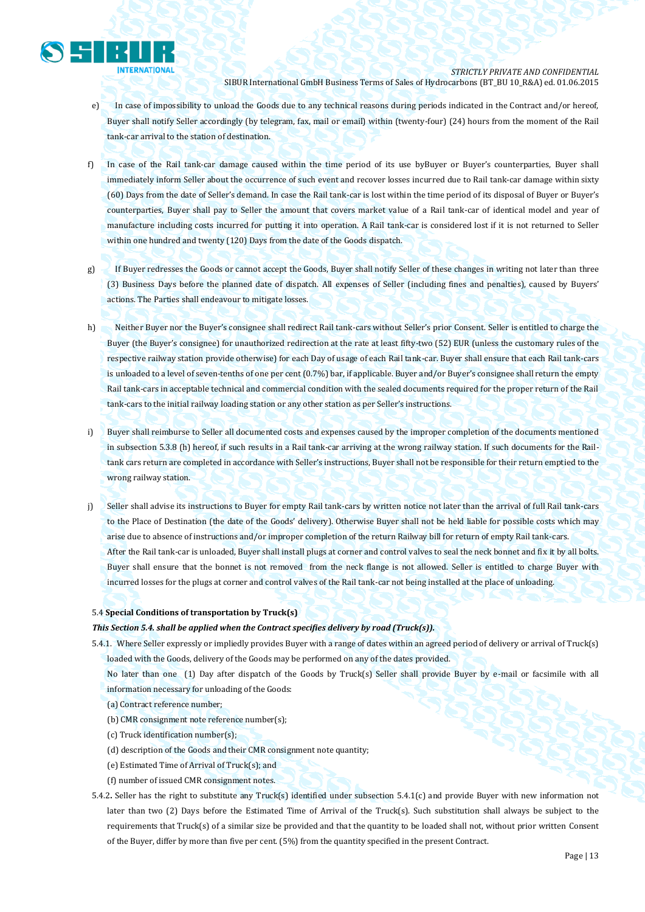e) In case of impossibility to unload the Goods due to any technical reasons during periods indicated in the Contract and/or hereof, Buyer shall notify Seller accordingly (by telegram, fax, mail or email) within (twenty-four) (24) hours from the moment of the Rail tank-car arrival to the station of destination.

f) In case of the Rail tank-car damage caused within the time period of its use byBuyer or Buyer's counterparties, Buyer shall immediately inform Seller about the occurrence of such event and recover losses incurred due to Rail tank-car damage within sixty (60) Days from the date of Seller's demand. In case the Rail tank-car is lost within the time period of its disposal of Buyer or Buyer's counterparties, Buyer shall pay to Seller the amount that covers market value of a Rail tank-car of identical model and year of manufacture including costs incurred for putting it into operation. A Rail tank-car is considered lost if it is not returned to Seller within one hundred and twenty (120) Days from the date of the Goods dispatch.

g) If Buyer redresses the Goods or cannot accept the Goods, Buyer shall notify Seller of these changes in writing not later than three (3) Business Days before the planned date of dispatch. All expenses of Seller (including fines and penalties), caused by Buyers' actions. The Parties shall endeavour to mitigate losses.

h) Neither Buyer nor the Buyer's consignee shall redirect Rail tank-cars without Seller's prior Consent. Seller is entitled to charge the Buyer (the Buyer's consignee) for unauthorized redirection at the rate at least fifty-two (52) EUR (unless the customary rules of the respective railway station provide otherwise) for each Day of usage of each Rail tank-car. Buyer shall ensure that each Rail tank-cars is unloaded to a level of seven-tenths of one per cent (0.7%) bar, if applicable. Buyer and/or Buyer's consignee shall return the empty Rail tank-cars in acceptable technical and commercial condition with the sealed documents required for the proper return of the Rail tank-cars to the initial railway loading station or any other station as per Seller's instructions.

i) Buyer shall reimburse to Seller all documented costs and expenses caused by the improper completion of the documents mentioned in subsection 5.3.8 (h) hereof, if such results in a Rail tank-car arriving at the wrong railway station. If such documents for the Rail-tank cars return are completed in accordance with Seller's instructions, Buyer shall not be responsible for their return emptied to the wrong railway station.

j) Seller shall advise its instructions to Buyer for empty Rail tank-cars by written notice not later than the arrival of full Rail tank-cars to the Place of Destination (the date of the Goods' delivery). Otherwise Buyer shall not be held liable for possible costs which may arise due to absence of instructions and/or improper completion of the return Railway bill for return of empty Rail tank-cars.
After the Rail tank-car is unloaded, Buyer shall install plugs at corner and control valves to seal the neck bonnet and fix it by all bolts. Buyer shall ensure that the bonnet is not removed from the neck flange is not allowed. Seller is entitled to charge Buyer with incurred losses for the plugs at corner and control valves of the Rail tank-car not being installed at the place of unloading.

5.4 **Special Conditions of transportation by Truck(s)**

***This Section 5.4. shall be applied when the Contract specifies delivery by road (Truck(s)).***

5.4.1. Where Seller expressly or impliedly provides Buyer with a range of dates within an agreed period of delivery or arrival of Truck(s) loaded with the Goods, delivery of the Goods may be performed on any of the dates provided.
No later than one (1) Day after dispatch of the Goods by Truck(s) Seller shall provide Buyer by e-mail or facsimile with all information necessary for unloading of the Goods:
(a) Contract reference number;
(b) CMR consignment note reference number(s);
(c) Truck identification number(s);
(d) description of the Goods and their CMR consignment note quantity;
(e) Estimated Time of Arrival of Truck(s); and
(f) number of issued CMR consignment notes.

5.4.2. Seller has the right to substitute any Truck(s) identified under subsection 5.4.1(c) and provide Buyer with new information not later than two (2) Days before the Estimated Time of Arrival of the Truck(s). Such substitution shall always be subject to the requirements that Truck(s) of a similar size be provided and that the quantity to be loaded shall not, without prior written Consent of the Buyer, differ by more than five per cent. (5%) from the quantity specified in the present Contract.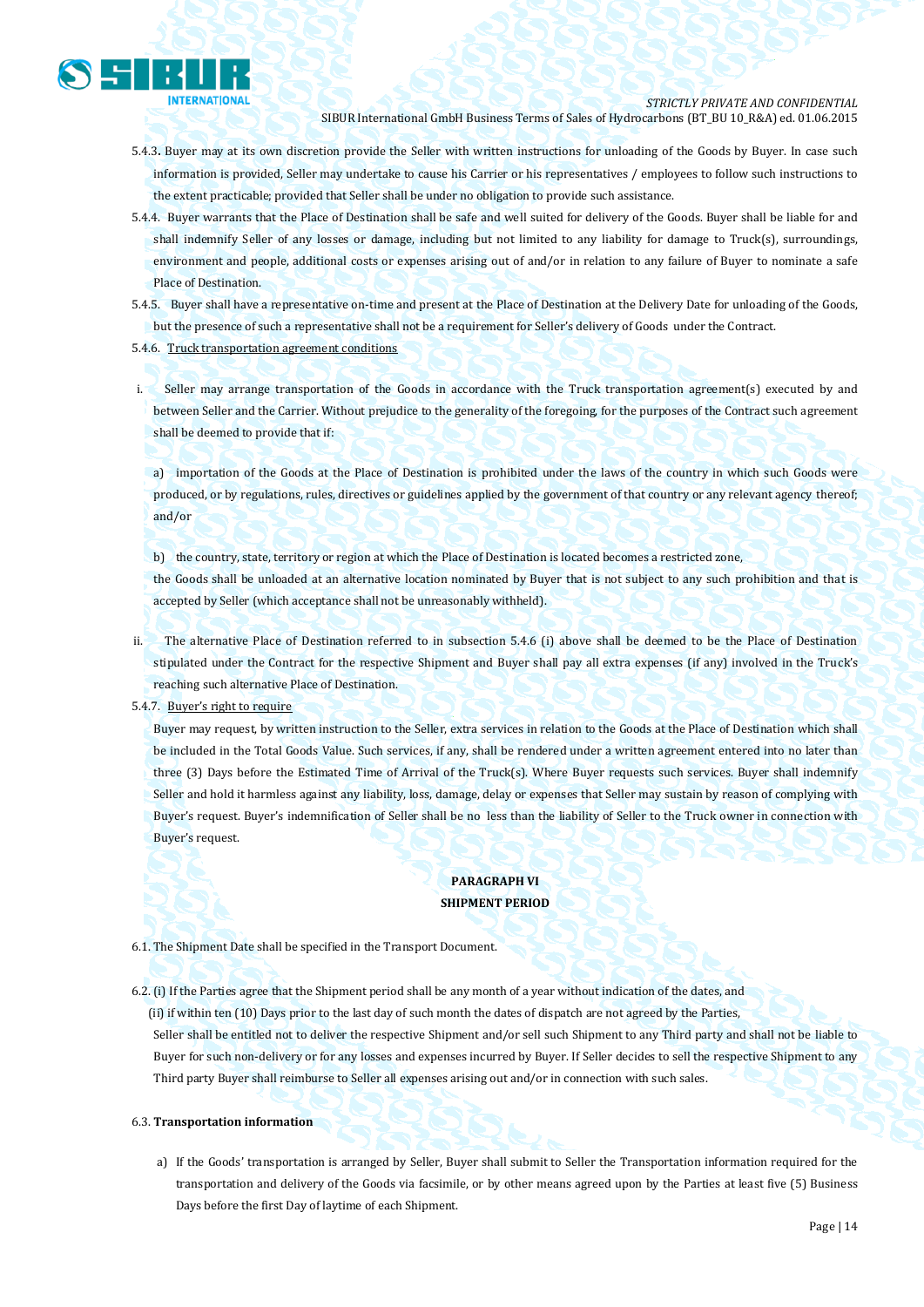5.4.3. Buyer may at its own discretion provide the Seller with written instructions for unloading of the Goods by Buyer. In case such information is provided, Seller may undertake to cause his Carrier or his representatives / employees to follow such instructions to the extent practicable; provided that Seller shall be under no obligation to provide such assistance.

5.4.4. Buyer warrants that the Place of Destination shall be safe and well suited for delivery of the Goods. Buyer shall be liable for and shall indemnify Seller of any losses or damage, including but not limited to any liability for damage to Truck(s), surroundings, environment and people, additional costs or expenses arising out of and/or in relation to any failure of Buyer to nominate a safe Place of Destination.

5.4.5. Buyer shall have a representative on-time and present at the Place of Destination at the Delivery Date for unloading of the Goods, but the presence of such a representative shall not be a requirement for Seller's delivery of Goods under the Contract.

5.4.6. <u>Truck transportation agreement conditions</u>

i. Seller may arrange transportation of the Goods in accordance with the Truck transportation agreement(s) executed by and between Seller and the Carrier. Without prejudice to the generality of the foregoing, for the purposes of the Contract such agreement shall be deemed to provide that if:

a) importation of the Goods at the Place of Destination is prohibited under the laws of the country in which such Goods were produced, or by regulations, rules, directives or guidelines applied by the government of that country or any relevant agency thereof; and/or

b) the country, state, territory or region at which the Place of Destination is located becomes a restricted zone,

the Goods shall be unloaded at an alternative location nominated by Buyer that is not subject to any such prohibition and that is accepted by Seller (which acceptance shall not be unreasonably withheld).

ii. The alternative Place of Destination referred to in subsection 5.4.6 (i) above shall be deemed to be the Place of Destination stipulated under the Contract for the respective Shipment and Buyer shall pay all extra expenses (if any) involved in the Truck's reaching such alternative Place of Destination.

5.4.7. <u>Buyer's right to require</u>

Buyer may request, by written instruction to the Seller, extra services in relation to the Goods at the Place of Destination which shall be included in the Total Goods Value. Such services, if any, shall be rendered under a written agreement entered into no later than three (3) Days before the Estimated Time of Arrival of the Truck(s). Where Buyer requests such services. Buyer shall indemnify Seller and hold it harmless against any liability, loss, damage, delay or expenses that Seller may sustain by reason of complying with Buyer's request. Buyer's indemnification of Seller shall be no less than the liability of Seller to the Truck owner in connection with Buyer's request.

## PARAGRAPH VI
## SHIPMENT PERIOD

6.1. The Shipment Date shall be specified in the Transport Document.

6.2. (i) If the Parties agree that the Shipment period shall be any month of a year without indication of the dates, and
(ii) if within ten (10) Days prior to the last day of such month the dates of dispatch are not agreed by the Parties,
Seller shall be entitled not to deliver the respective Shipment and/or sell such Shipment to any Third party and shall not be liable to Buyer for such non-delivery or for any losses and expenses incurred by Buyer. If Seller decides to sell the respective Shipment to any Third party Buyer shall reimburse to Seller all expenses arising out and/or in connection with such sales.

6.3. **Transportation information**

a) If the Goods' transportation is arranged by Seller, Buyer shall submit to Seller the Transportation information required for the transportation and delivery of the Goods via facsimile, or by other means agreed upon by the Parties at least five (5) Business Days before the first Day of laytime of each Shipment.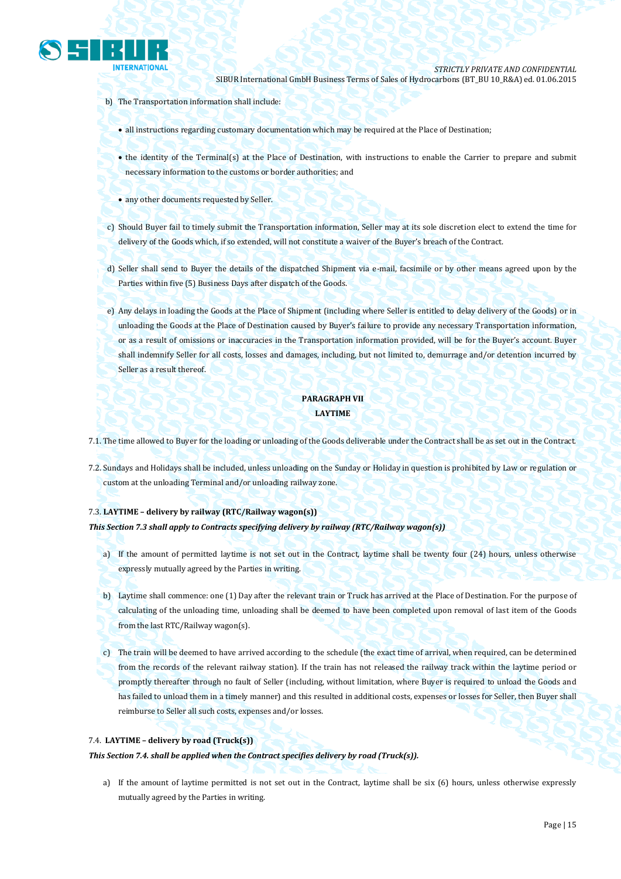b) The Transportation information shall include:

- all instructions regarding customary documentation which may be required at the Place of Destination;
- the identity of the Terminal(s) at the Place of Destination, with instructions to enable the Carrier to prepare and submit necessary information to the customs or border authorities; and
- any other documents requested by Seller.

c) Should Buyer fail to timely submit the Transportation information, Seller may at its sole discretion elect to extend the time for delivery of the Goods which, if so extended, will not constitute a waiver of the Buyer's breach of the Contract.

d) Seller shall send to Buyer the details of the dispatched Shipment via e-mail, facsimile or by other means agreed upon by the Parties within five (5) Business Days after dispatch of the Goods.

e) Any delays in loading the Goods at the Place of Shipment (including where Seller is entitled to delay delivery of the Goods) or in unloading the Goods at the Place of Destination caused by Buyer's failure to provide any necessary Transportation information, or as a result of omissions or inaccuracies in the Transportation information provided, will be for the Buyer's account. Buyer shall indemnify Seller for all costs, losses and damages, including, but not limited to, demurrage and/or detention incurred by Seller as a result thereof.

## PARAGRAPH VII
## LAYTIME

7.1. The time allowed to Buyer for the loading or unloading of the Goods deliverable under the Contract shall be as set out in the Contract.

7.2. Sundays and Holidays shall be included, unless unloading on the Sunday or Holiday in question is prohibited by Law or regulation or custom at the unloading Terminal and/or unloading railway zone.

7.3. **LAYTIME – delivery by railway (RTC/Railway wagon(s))**

***This Section 7.3 shall apply to Contracts specifying delivery by railway (RTC/Railway wagon(s))***

a) If the amount of permitted laytime is not set out in the Contract, laytime shall be twenty four (24) hours, unless otherwise expressly mutually agreed by the Parties in writing.

b) Laytime shall commence: one (1) Day after the relevant train or Truck has arrived at the Place of Destination. For the purpose of calculating of the unloading time, unloading shall be deemed to have been completed upon removal of last item of the Goods from the last RTC/Railway wagon(s).

c) The train will be deemed to have arrived according to the schedule (the exact time of arrival, when required, can be determined from the records of the relevant railway station). If the train has not released the railway track within the laytime period or promptly thereafter through no fault of Seller (including, without limitation, where Buyer is required to unload the Goods and has failed to unload them in a timely manner) and this resulted in additional costs, expenses or losses for Seller, then Buyer shall reimburse to Seller all such costs, expenses and/or losses.

7.4. **LAYTIME – delivery by road (Truck(s))**

***This Section 7.4. shall be applied when the Contract specifies delivery by road (Truck(s)).***

a) If the amount of laytime permitted is not set out in the Contract, laytime shall be six (6) hours, unless otherwise expressly mutually agreed by the Parties in writing.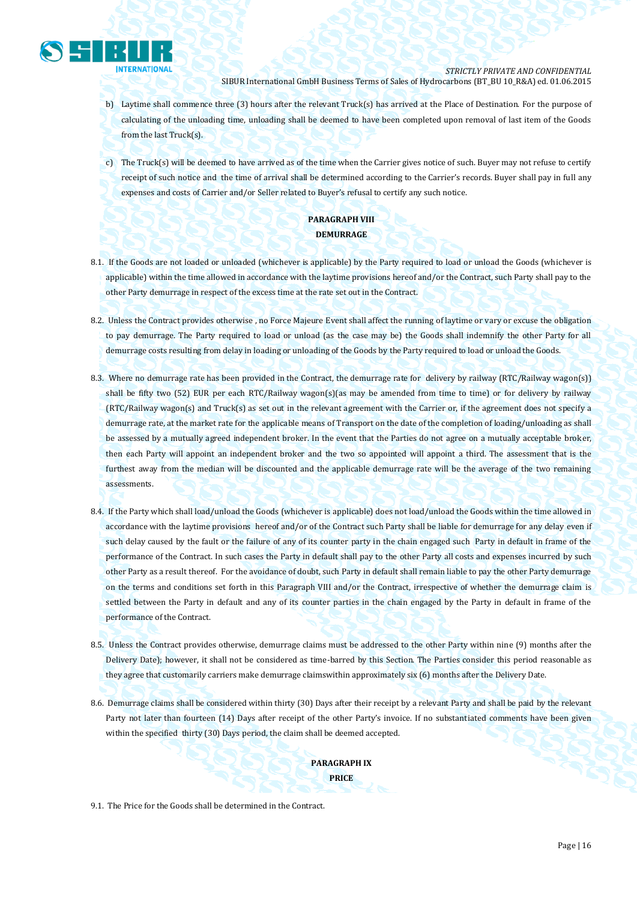b) Laytime shall commence three (3) hours after the relevant Truck(s) has arrived at the Place of Destination. For the purpose of calculating of the unloading time, unloading shall be deemed to have been completed upon removal of last item of the Goods from the last Truck(s).

c) The Truck(s) will be deemed to have arrived as of the time when the Carrier gives notice of such. Buyer may not refuse to certify receipt of such notice and the time of arrival shall be determined according to the Carrier's records. Buyer shall pay in full any expenses and costs of Carrier and/or Seller related to Buyer's refusal to certify any such notice.

**PARAGRAPH VIII**

**DEMURRAGE**

8.1. If the Goods are not loaded or unloaded (whichever is applicable) by the Party required to load or unload the Goods (whichever is applicable) within the time allowed in accordance with the laytime provisions hereof and/or the Contract, such Party shall pay to the other Party demurrage in respect of the excess time at the rate set out in the Contract.

8.2. Unless the Contract provides otherwise , no Force Majeure Event shall affect the running of laytime or vary or excuse the obligation to pay demurrage. The Party required to load or unload (as the case may be) the Goods shall indemnify the other Party for all demurrage costs resulting from delay in loading or unloading of the Goods by the Party required to load or unload the Goods.

8.3. Where no demurrage rate has been provided in the Contract, the demurrage rate for delivery by railway (RTC/Railway wagon(s)) shall be fifty two (52) EUR per each RTC/Railway wagon(s)(as may be amended from time to time) or for delivery by railway (RTC/Railway wagon(s) and Truck(s) as set out in the relevant agreement with the Carrier or, if the agreement does not specify a demurrage rate, at the market rate for the applicable means of Transport on the date of the completion of loading/unloading as shall be assessed by a mutually agreed independent broker. In the event that the Parties do not agree on a mutually acceptable broker, then each Party will appoint an independent broker and the two so appointed will appoint a third. The assessment that is the furthest away from the median will be discounted and the applicable demurrage rate will be the average of the two remaining assessments.

8.4. If the Party which shall load/unload the Goods (whichever is applicable) does not load/unload the Goods within the time allowed in accordance with the laytime provisions hereof and/or of the Contract such Party shall be liable for demurrage for any delay even if such delay caused by the fault or the failure of any of its counter party in the chain engaged such Party in default in frame of the performance of the Contract. In such cases the Party in default shall pay to the other Party all costs and expenses incurred by such other Party as a result thereof. For the avoidance of doubt, such Party in default shall remain liable to pay the other Party demurrage on the terms and conditions set forth in this Paragraph VIII and/or the Contract, irrespective of whether the demurrage claim is settled between the Party in default and any of its counter parties in the chain engaged by the Party in default in frame of the performance of the Contract.

8.5. Unless the Contract provides otherwise, demurrage claims must be addressed to the other Party within nine (9) months after the Delivery Date); however, it shall not be considered as time-barred by this Section. The Parties consider this period reasonable as they agree that customarily carriers make demurrage claimswithin approximately six (6) months after the Delivery Date.

8.6. Demurrage claims shall be considered within thirty (30) Days after their receipt by a relevant Party and shall be paid by the relevant Party not later than fourteen (14) Days after receipt of the other Party's invoice. If no substantiated comments have been given within the specified thirty (30) Days period, the claim shall be deemed accepted.

**PARAGRAPH IX**

**PRICE**

9.1. The Price for the Goods shall be determined in the Contract.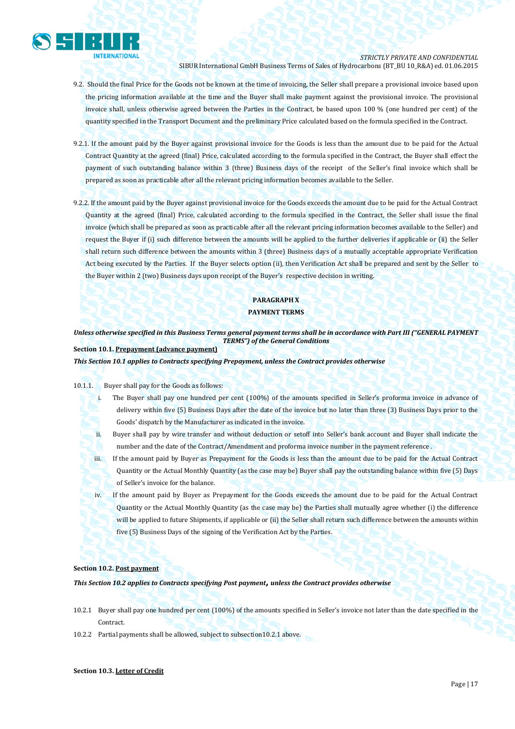9.2. Should the final Price for the Goods not be known at the time of invoicing, the Seller shall prepare a provisional invoice based upon the pricing information available at the time and the Buyer shall make payment against the provisional invoice. The provisional invoice shall, unless otherwise agreed between the Parties in the Contract, be based upon 100 % (one hundred per cent) of the quantity specified in the Transport Document and the preliminary Price calculated based on the formula specified in the Contract.

9.2.1. If the amount paid by the Buyer against provisional invoice for the Goods is less than the amount due to be paid for the Actual Contract Quantity at the agreed (final) Price, calculated according to the formula specified in the Contract, the Buyer shall effect the payment of such outstanding balance within 3 (three) Business days of the receipt of the Seller's final invoice which shall be prepared as soon as practicable after all the relevant pricing information becomes available to the Seller.

9.2.2. If the amount paid by the Buyer against provisional invoice for the Goods exceeds the amount due to be paid for the Actual Contract Quantity at the agreed (final) Price, calculated according to the formula specified in the Contract, the Seller shall issue the final invoice (which shall be prepared as soon as practicable after all the relevant pricing information becomes available to the Seller) and request the Buyer if (i) such difference between the amounts will be applied to the further deliveries if applicable or (ii) the Seller shall return such difference between the amounts within 3 (three) Business days of a mutually acceptable appropriate Verification Act being executed by the Parties. If the Buyer selects option (ii), then Verification Act shall be prepared and sent by the Seller to the Buyer within 2 (two) Business days upon receipt of the Buyer's respective decision in writing.

## PARAGRAPH X
## PAYMENT TERMS

***Unless otherwise specified in this Business Terms general payment terms shall be in accordance with Part III ("GENERAL PAYMENT TERMS") of the General Conditions***

**Section 10.1. <u>Prepayment (advance payment)</u>**

***This Section 10.1 applies to Contracts specifying Prepayment, unless the Contract provides otherwise***

10.1.1. Buyer shall pay for the Goods as follows:

i. The Buyer shall pay one hundred per cent (100%) of the amounts specified in Seller's proforma invoice in advance of delivery within five (5) Business Days after the date of the invoice but no later than three (3) Business Days prior to the Goods' dispatch by the Manufacturer as indicated in the invoice.

ii. Buyer shall pay by wire transfer and without deduction or setoff into Seller's bank account and Buyer shall indicate the number and the date of the Contract/Amendment and proforma invoice number in the payment reference .

iii. If the amount paid by Buyer as Prepayment for the Goods is less than the amount due to be paid for the Actual Contract Quantity or the Actual Monthly Quantity (as the case may be) Buyer shall pay the outstanding balance within five (5) Days of Seller's invoice for the balance.

iv. If the amount paid by Buyer as Prepayment for the Goods exceeds the amount due to be paid for the Actual Contract Quantity or the Actual Monthly Quantity (as the case may be) the Parties shall mutually agree whether (i) the difference will be applied to future Shipments, if applicable or (ii) the Seller shall return such difference between the amounts within five (5) Business Days of the signing of the Verification Act by the Parties.

**Section 10.2. <u>Post payment</u>**

***This Section 10.2 applies to Contracts specifying Post payment, unless the Contract provides otherwise***

10.2.1 Buyer shall pay one hundred per cent (100%) of the amounts specified in Seller's invoice not later than the date specified in the Contract.

10.2.2 Partial payments shall be allowed, subject to subsection10.2.1 above.

**Section 10.3. <u>Letter of Credit</u>**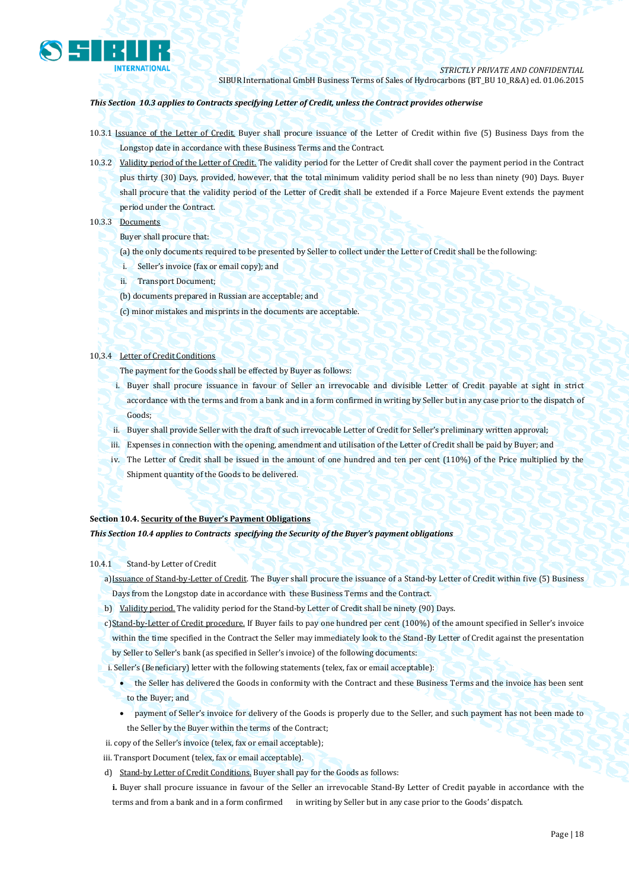*This Section 10.3 applies to Contracts specifying Letter of Credit, unless the Contract provides otherwise*

10.3.1 Issuance of the Letter of Credit. Buyer shall procure issuance of the Letter of Credit within five (5) Business Days from the Longstop date in accordance with these Business Terms and the Contract.

10.3.2 Validity period of the Letter of Credit. The validity period for the Letter of Credit shall cover the payment period in the Contract plus thirty (30) Days, provided, however, that the total minimum validity period shall be no less than ninety (90) Days. Buyer shall procure that the validity period of the Letter of Credit shall be extended if a Force Majeure Event extends the payment period under the Contract.

10.3.3 Documents

Buyer shall procure that:

(a) the only documents required to be presented by Seller to collect under the Letter of Credit shall be the following:

i. Seller's invoice (fax or email copy); and

ii. Transport Document;

(b) documents prepared in Russian are acceptable; and

(c) minor mistakes and misprints in the documents are acceptable.

10,3.4 Letter of Credit Conditions

The payment for the Goods shall be effected by Buyer as follows:

i. Buyer shall procure issuance in favour of Seller an irrevocable and divisible Letter of Credit payable at sight in strict accordance with the terms and from a bank and in a form confirmed in writing by Seller but in any case prior to the dispatch of Goods;

ii. Buyer shall provide Seller with the draft of such irrevocable Letter of Credit for Seller's preliminary written approval;

iii. Expenses in connection with the opening, amendment and utilisation of the Letter of Credit shall be paid by Buyer; and

iv. The Letter of Credit shall be issued in the amount of one hundred and ten per cent (110%) of the Price multiplied by the Shipment quantity of the Goods to be delivered.

**Section 10.4. Security of the Buyer's Payment Obligations**

***This Section 10.4 applies to Contracts specifying the Security of the Buyer's payment obligations***

10.4.1 Stand-by Letter of Credit

a) Issuance of Stand-by-Letter of Credit. The Buyer shall procure the issuance of a Stand-by Letter of Credit within five (5) Business Days from the Longstop date in accordance with these Business Terms and the Contract.

b) Validity period. The validity period for the Stand-by Letter of Credit shall be ninety (90) Days.

c) Stand-by-Letter of Credit procedure. If Buyer fails to pay one hundred per cent (100%) of the amount specified in Seller's invoice within the time specified in the Contract the Seller may immediately look to the Stand-By Letter of Credit against the presentation by Seller to Seller's bank (as specified in Seller's invoice) of the following documents:

i. Seller's (Beneficiary) letter with the following statements (telex, fax or email acceptable):

- the Seller has delivered the Goods in conformity with the Contract and these Business Terms and the invoice has been sent to the Buyer; and
- payment of Seller's invoice for delivery of the Goods is properly due to the Seller, and such payment has not been made to the Seller by the Buyer within the terms of the Contract;

ii. copy of the Seller's invoice (telex, fax or email acceptable);

iii. Transport Document (telex, fax or email acceptable).

d) Stand-by Letter of Credit Conditions. Buyer shall pay for the Goods as follows:

**i.** Buyer shall procure issuance in favour of the Seller an irrevocable Stand-By Letter of Credit payable in accordance with the terms and from a bank and in a form confirmed in writing by Seller but in any case prior to the Goods' dispatch.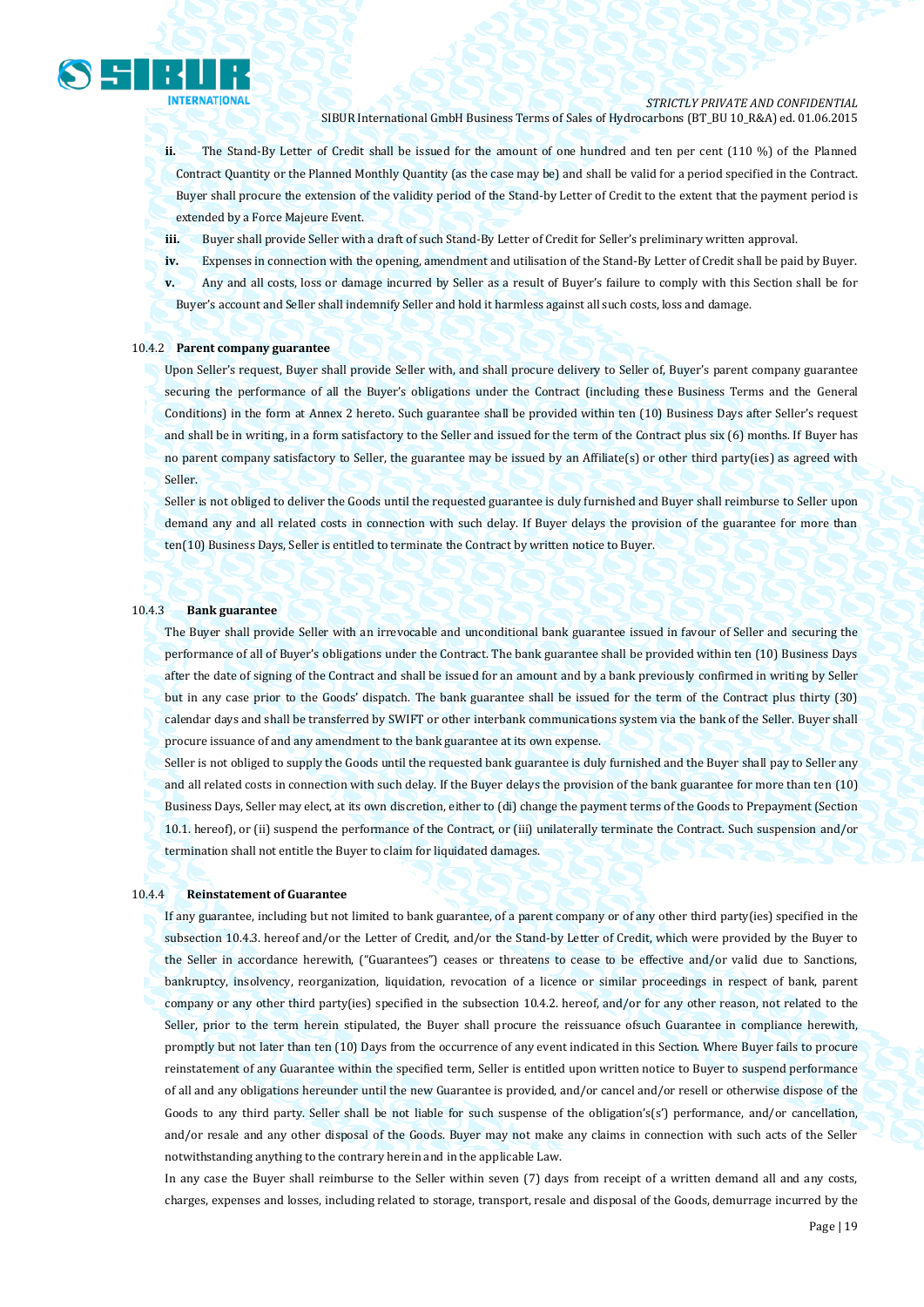**ii.** The Stand-By Letter of Credit shall be issued for the amount of one hundred and ten per cent (110 %) of the Planned Contract Quantity or the Planned Monthly Quantity (as the case may be) and shall be valid for a period specified in the Contract. Buyer shall procure the extension of the validity period of the Stand-by Letter of Credit to the extent that the payment period is extended by a Force Majeure Event.

**iii.** Buyer shall provide Seller with a draft of such Stand-By Letter of Credit for Seller's preliminary written approval.

**iv.** Expenses in connection with the opening, amendment and utilisation of the Stand-By Letter of Credit shall be paid by Buyer.

**v.** Any and all costs, loss or damage incurred by Seller as a result of Buyer's failure to comply with this Section shall be for Buyer's account and Seller shall indemnify Seller and hold it harmless against all such costs, loss and damage.

10.4.2 **Parent company guarantee**

Upon Seller's request, Buyer shall provide Seller with, and shall procure delivery to Seller of, Buyer's parent company guarantee securing the performance of all the Buyer's obligations under the Contract (including these Business Terms and the General Conditions) in the form at Annex 2 hereto. Such guarantee shall be provided within ten (10) Business Days after Seller's request and shall be in writing, in a form satisfactory to the Seller and issued for the term of the Contract plus six (6) months. If Buyer has no parent company satisfactory to Seller, the guarantee may be issued by an Affiliate(s) or other third party(ies) as agreed with Seller.

Seller is not obliged to deliver the Goods until the requested guarantee is duly furnished and Buyer shall reimburse to Seller upon demand any and all related costs in connection with such delay. If Buyer delays the provision of the guarantee for more than ten(10) Business Days, Seller is entitled to terminate the Contract by written notice to Buyer.

10.4.3 **Bank guarantee**

The Buyer shall provide Seller with an irrevocable and unconditional bank guarantee issued in favour of Seller and securing the performance of all of Buyer's obligations under the Contract. The bank guarantee shall be provided within ten (10) Business Days after the date of signing of the Contract and shall be issued for an amount and by a bank previously confirmed in writing by Seller but in any case prior to the Goods' dispatch. The bank guarantee shall be issued for the term of the Contract plus thirty (30) calendar days and shall be transferred by SWIFT or other interbank communications system via the bank of the Seller. Buyer shall procure issuance of and any amendment to the bank guarantee at its own expense.

Seller is not obliged to supply the Goods until the requested bank guarantee is duly furnished and the Buyer shall pay to Seller any and all related costs in connection with such delay. If the Buyer delays the provision of the bank guarantee for more than ten (10) Business Days, Seller may elect, at its own discretion, either to (di) change the payment terms of the Goods to Prepayment (Section 10.1. hereof), or (ii) suspend the performance of the Contract, or (iii) unilaterally terminate the Contract. Such suspension and/or termination shall not entitle the Buyer to claim for liquidated damages.

10.4.4 **Reinstatement of Guarantee**

If any guarantee, including but not limited to bank guarantee, of a parent company or of any other third party(ies) specified in the subsection 10.4.3. hereof and/or the Letter of Credit, and/or the Stand-by Letter of Credit, which were provided by the Buyer to the Seller in accordance herewith, ("Guarantees") ceases or threatens to cease to be effective and/or valid due to Sanctions, bankruptcy, insolvency, reorganization, liquidation, revocation of a licence or similar proceedings in respect of bank, parent company or any other third party(ies) specified in the subsection 10.4.2. hereof, and/or for any other reason, not related to the Seller, prior to the term herein stipulated, the Buyer shall procure the reissuance ofsuch Guarantee in compliance herewith, promptly but not later than ten (10) Days from the occurrence of any event indicated in this Section. Where Buyer fails to procure reinstatement of any Guarantee within the specified term, Seller is entitled upon written notice to Buyer to suspend performance of all and any obligations hereunder until the new Guarantee is provided, and/or cancel and/or resell or otherwise dispose of the Goods to any third party. Seller shall be not liable for such suspense of the obligation's(s') performance, and/or cancellation, and/or resale and any other disposal of the Goods. Buyer may not make any claims in connection with such acts of the Seller notwithstanding anything to the contrary herein and in the applicable Law.

In any case the Buyer shall reimburse to the Seller within seven (7) days from receipt of a written demand all and any costs, charges, expenses and losses, including related to storage, transport, resale and disposal of the Goods, demurrage incurred by the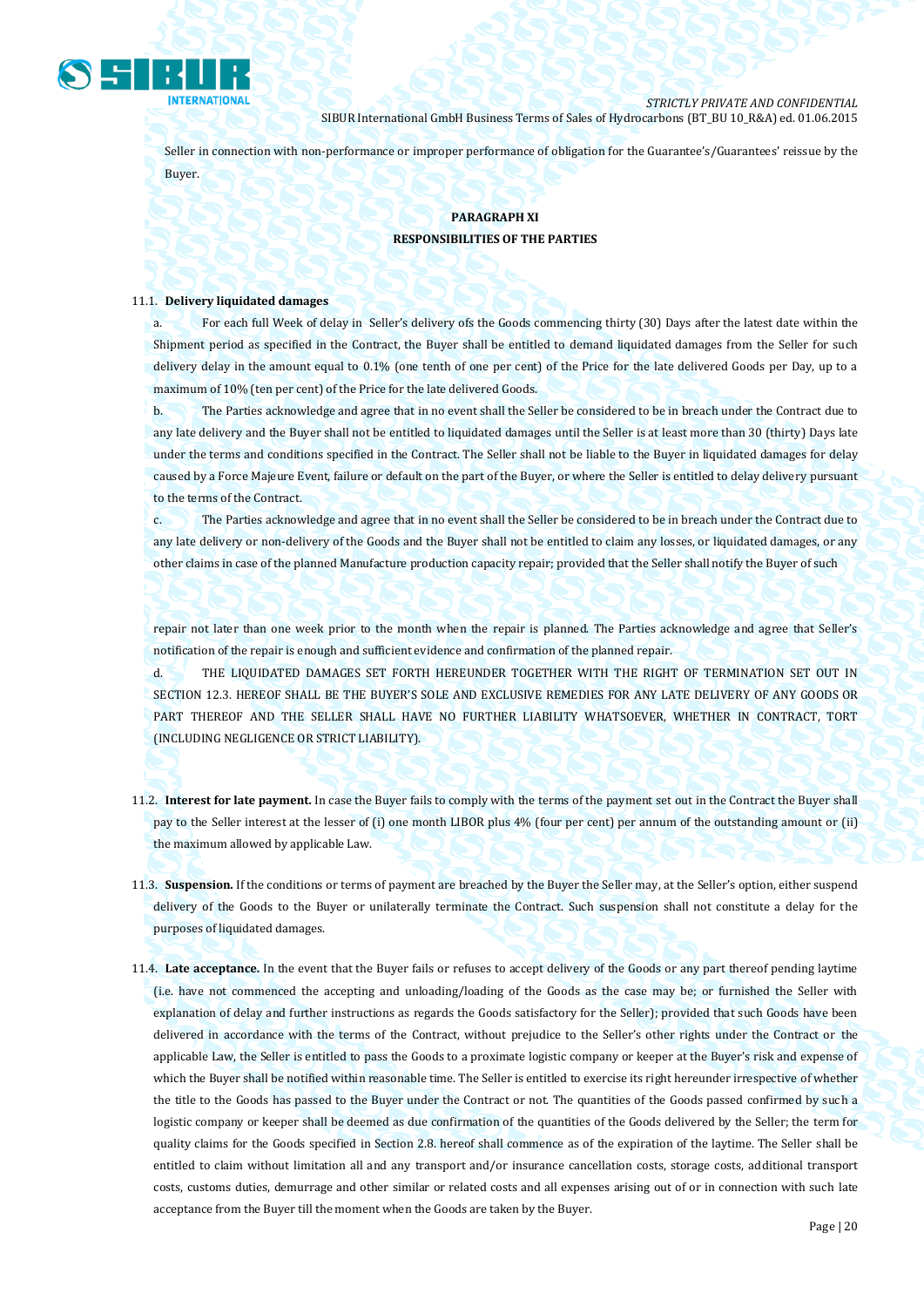Seller in connection with non-performance or improper performance of obligation for the Guarantee's/Guarantees' reissue by the Buyer.

**PARAGRAPH XI**

**RESPONSIBILITIES OF THE PARTIES**

11.1. **Delivery liquidated damages**

a. For each full Week of delay in Seller's delivery ofs the Goods commencing thirty (30) Days after the latest date within the Shipment period as specified in the Contract, the Buyer shall be entitled to demand liquidated damages from the Seller for such delivery delay in the amount equal to 0.1% (one tenth of one per cent) of the Price for the late delivered Goods per Day, up to a maximum of 10% (ten per cent) of the Price for the late delivered Goods.

b. The Parties acknowledge and agree that in no event shall the Seller be considered to be in breach under the Contract due to any late delivery and the Buyer shall not be entitled to liquidated damages until the Seller is at least more than 30 (thirty) Days late under the terms and conditions specified in the Contract. The Seller shall not be liable to the Buyer in liquidated damages for delay caused by a Force Majeure Event, failure or default on the part of the Buyer, or where the Seller is entitled to delay delivery pursuant to the terms of the Contract.

c. The Parties acknowledge and agree that in no event shall the Seller be considered to be in breach under the Contract due to any late delivery or non-delivery of the Goods and the Buyer shall not be entitled to claim any losses, or liquidated damages, or any other claims in case of the planned Manufacture production capacity repair; provided that the Seller shall notify the Buyer of such repair not later than one week prior to the month when the repair is planned. The Parties acknowledge and agree that Seller's notification of the repair is enough and sufficient evidence and confirmation of the planned repair.

d. THE LIQUIDATED DAMAGES SET FORTH HEREUNDER TOGETHER WITH THE RIGHT OF TERMINATION SET OUT IN SECTION 12.3. HEREOF SHALL BE THE BUYER'S SOLE AND EXCLUSIVE REMEDIES FOR ANY LATE DELIVERY OF ANY GOODS OR PART THEREOF AND THE SELLER SHALL HAVE NO FURTHER LIABILITY WHATSOEVER, WHETHER IN CONTRACT, TORT (INCLUDING NEGLIGENCE OR STRICT LIABILITY).

11.2. **Interest for late payment.** In case the Buyer fails to comply with the terms of the payment set out in the Contract the Buyer shall pay to the Seller interest at the lesser of (i) one month LIBOR plus 4% (four per cent) per annum of the outstanding amount or (ii) the maximum allowed by applicable Law.

11.3. **Suspension.** If the conditions or terms of payment are breached by the Buyer the Seller may, at the Seller's option, either suspend delivery of the Goods to the Buyer or unilaterally terminate the Contract. Such suspension shall not constitute a delay for the purposes of liquidated damages.

11.4. **Late acceptance.** In the event that the Buyer fails or refuses to accept delivery of the Goods or any part thereof pending laytime (i.e. have not commenced the accepting and unloading/loading of the Goods as the case may be; or furnished the Seller with explanation of delay and further instructions as regards the Goods satisfactory for the Seller); provided that such Goods have been delivered in accordance with the terms of the Contract, without prejudice to the Seller's other rights under the Contract or the applicable Law, the Seller is entitled to pass the Goods to a proximate logistic company or keeper at the Buyer's risk and expense of which the Buyer shall be notified within reasonable time. The Seller is entitled to exercise its right hereunder irrespective of whether the title to the Goods has passed to the Buyer under the Contract or not. The quantities of the Goods passed confirmed by such a logistic company or keeper shall be deemed as due confirmation of the quantities of the Goods delivered by the Seller; the term for quality claims for the Goods specified in Section 2.8. hereof shall commence as of the expiration of the laytime. The Seller shall be entitled to claim without limitation all and any transport and/or insurance cancellation costs, storage costs, additional transport costs, customs duties, demurrage and other similar or related costs and all expenses arising out of or in connection with such late acceptance from the Buyer till the moment when the Goods are taken by the Buyer.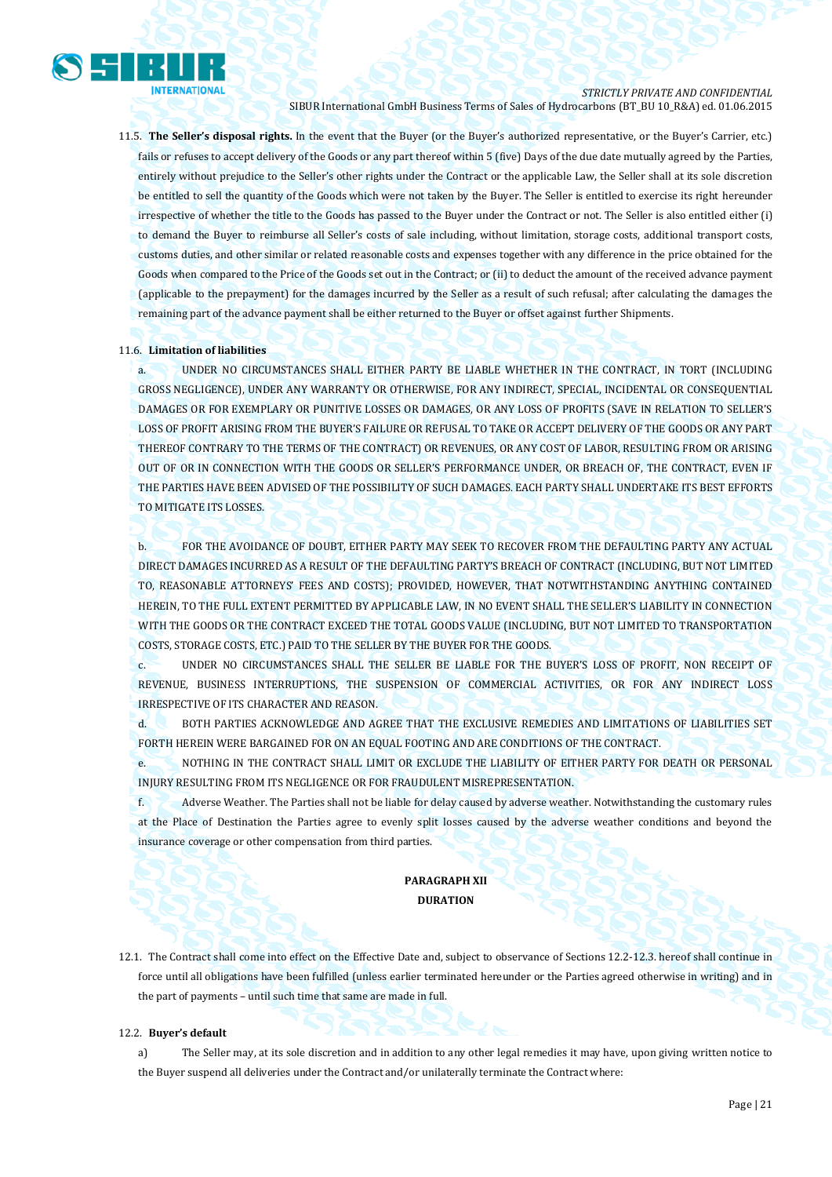11.5. **The Seller's disposal rights.** In the event that the Buyer (or the Buyer's authorized representative, or the Buyer's Carrier, etc.) fails or refuses to accept delivery of the Goods or any part thereof within 5 (five) Days of the due date mutually agreed by the Parties, entirely without prejudice to the Seller's other rights under the Contract or the applicable Law, the Seller shall at its sole discretion be entitled to sell the quantity of the Goods which were not taken by the Buyer. The Seller is entitled to exercise its right hereunder irrespective of whether the title to the Goods has passed to the Buyer under the Contract or not. The Seller is also entitled either (i) to demand the Buyer to reimburse all Seller's costs of sale including, without limitation, storage costs, additional transport costs, customs duties, and other similar or related reasonable costs and expenses together with any difference in the price obtained for the Goods when compared to the Price of the Goods set out in the Contract; or (ii) to deduct the amount of the received advance payment (applicable to the prepayment) for the damages incurred by the Seller as a result of such refusal; after calculating the damages the remaining part of the advance payment shall be either returned to the Buyer or offset against further Shipments.

11.6. **Limitation of liabilities**

a. UNDER NO CIRCUMSTANCES SHALL EITHER PARTY BE LIABLE WHETHER IN THE CONTRACT, IN TORT (INCLUDING GROSS NEGLIGENCE), UNDER ANY WARRANTY OR OTHERWISE, FOR ANY INDIRECT, SPECIAL, INCIDENTAL OR CONSEQUENTIAL DAMAGES OR FOR EXEMPLARY OR PUNITIVE LOSSES OR DAMAGES, OR ANY LOSS OF PROFITS (SAVE IN RELATION TO SELLER'S LOSS OF PROFIT ARISING FROM THE BUYER'S FAILURE OR REFUSAL TO TAKE OR ACCEPT DELIVERY OF THE GOODS OR ANY PART THEREOF CONTRARY TO THE TERMS OF THE CONTRACT) OR REVENUES, OR ANY COST OF LABOR, RESULTING FROM OR ARISING OUT OF OR IN CONNECTION WITH THE GOODS OR SELLER'S PERFORMANCE UNDER, OR BREACH OF, THE CONTRACT, EVEN IF THE PARTIES HAVE BEEN ADVISED OF THE POSSIBILITY OF SUCH DAMAGES. EACH PARTY SHALL UNDERTAKE ITS BEST EFFORTS TO MITIGATE ITS LOSSES.

b. FOR THE AVOIDANCE OF DOUBT, EITHER PARTY MAY SEEK TO RECOVER FROM THE DEFAULTING PARTY ANY ACTUAL DIRECT DAMAGES INCURRED AS A RESULT OF THE DEFAULTING PARTY'S BREACH OF CONTRACT (INCLUDING, BUT NOT LIMITED TO, REASONABLE ATTORNEYS' FEES AND COSTS); PROVIDED, HOWEVER, THAT NOTWITHSTANDING ANYTHING CONTAINED HEREIN, TO THE FULL EXTENT PERMITTED BY APPLICABLE LAW, IN NO EVENT SHALL THE SELLER'S LIABILITY IN CONNECTION WITH THE GOODS OR THE CONTRACT EXCEED THE TOTAL GOODS VALUE (INCLUDING, BUT NOT LIMITED TO TRANSPORTATION COSTS, STORAGE COSTS, ETC.) PAID TO THE SELLER BY THE BUYER FOR THE GOODS.

c. UNDER NO CIRCUMSTANCES SHALL THE SELLER BE LIABLE FOR THE BUYER'S LOSS OF PROFIT, NON RECEIPT OF REVENUE, BUSINESS INTERRUPTIONS, THE SUSPENSION OF COMMERCIAL ACTIVITIES, OR FOR ANY INDIRECT LOSS IRRESPECTIVE OF ITS CHARACTER AND REASON.

d. BOTH PARTIES ACKNOWLEDGE AND AGREE THAT THE EXCLUSIVE REMEDIES AND LIMITATIONS OF LIABILITIES SET FORTH HEREIN WERE BARGAINED FOR ON AN EQUAL FOOTING AND ARE CONDITIONS OF THE CONTRACT.

e. NOTHING IN THE CONTRACT SHALL LIMIT OR EXCLUDE THE LIABILITY OF EITHER PARTY FOR DEATH OR PERSONAL INJURY RESULTING FROM ITS NEGLIGENCE OR FOR FRAUDULENT MISREPRESENTATION.

f. Adverse Weather. The Parties shall not be liable for delay caused by adverse weather. Notwithstanding the customary rules at the Place of Destination the Parties agree to evenly split losses caused by the adverse weather conditions and beyond the insurance coverage or other compensation from third parties.

## PARAGRAPH XII
## DURATION

12.1. The Contract shall come into effect on the Effective Date and, subject to observance of Sections 12.2-12.3. hereof shall continue in force until all obligations have been fulfilled (unless earlier terminated hereunder or the Parties agreed otherwise in writing) and in the part of payments – until such time that same are made in full.

12.2. **Buyer's default**

a) The Seller may, at its sole discretion and in addition to any other legal remedies it may have, upon giving written notice to the Buyer suspend all deliveries under the Contract and/or unilaterally terminate the Contract where: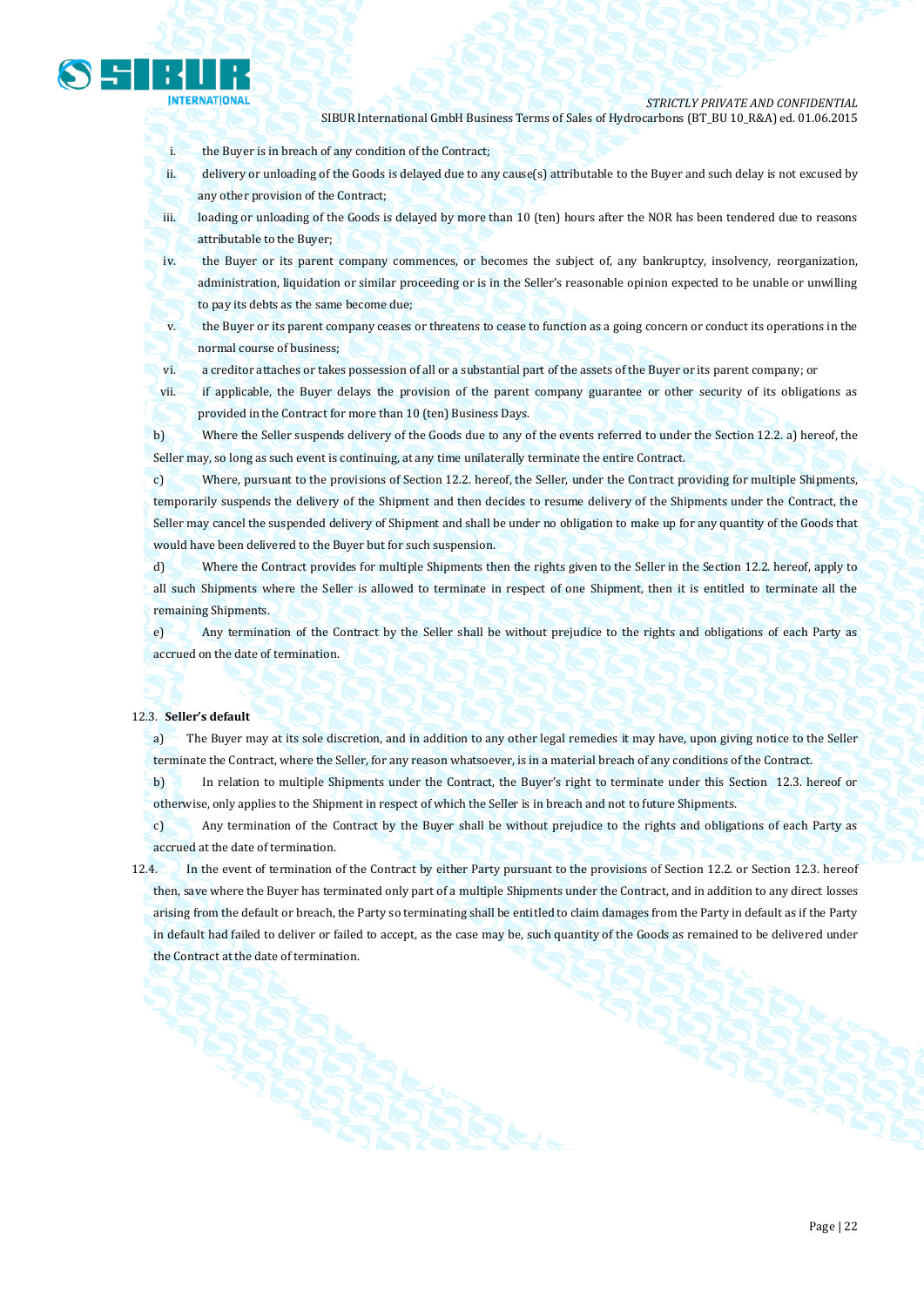i. the Buyer is in breach of any condition of the Contract;

ii. delivery or unloading of the Goods is delayed due to any cause(s) attributable to the Buyer and such delay is not excused by any other provision of the Contract;

iii. loading or unloading of the Goods is delayed by more than 10 (ten) hours after the NOR has been tendered due to reasons attributable to the Buyer;

iv. the Buyer or its parent company commences, or becomes the subject of, any bankruptcy, insolvency, reorganization, administration, liquidation or similar proceeding or is in the Seller's reasonable opinion expected to be unable or unwilling to pay its debts as the same become due;

v. the Buyer or its parent company ceases or threatens to cease to function as a going concern or conduct its operations in the normal course of business;

vi. a creditor attaches or takes possession of all or a substantial part of the assets of the Buyer or its parent company; or

vii. if applicable, the Buyer delays the provision of the parent company guarantee or other security of its obligations as provided in the Contract for more than 10 (ten) Business Days.

b) Where the Seller suspends delivery of the Goods due to any of the events referred to under the Section 12.2. a) hereof, the Seller may, so long as such event is continuing, at any time unilaterally terminate the entire Contract.

c) Where, pursuant to the provisions of Section 12.2. hereof, the Seller, under the Contract providing for multiple Shipments, temporarily suspends the delivery of the Shipment and then decides to resume delivery of the Shipments under the Contract, the Seller may cancel the suspended delivery of Shipment and shall be under no obligation to make up for any quantity of the Goods that would have been delivered to the Buyer but for such suspension.

d) Where the Contract provides for multiple Shipments then the rights given to the Seller in the Section 12.2. hereof, apply to all such Shipments where the Seller is allowed to terminate in respect of one Shipment, then it is entitled to terminate all the remaining Shipments.

e) Any termination of the Contract by the Seller shall be without prejudice to the rights and obligations of each Party as accrued on the date of termination.

12.3. **Seller's default**

a) The Buyer may at its sole discretion, and in addition to any other legal remedies it may have, upon giving notice to the Seller terminate the Contract, where the Seller, for any reason whatsoever, is in a material breach of any conditions of the Contract.

b) In relation to multiple Shipments under the Contract, the Buyer's right to terminate under this Section 12.3. hereof or otherwise, only applies to the Shipment in respect of which the Seller is in breach and not to future Shipments.

c) Any termination of the Contract by the Buyer shall be without prejudice to the rights and obligations of each Party as accrued at the date of termination.

12.4. In the event of termination of the Contract by either Party pursuant to the provisions of Section 12.2. or Section 12.3. hereof then, save where the Buyer has terminated only part of a multiple Shipments under the Contract, and in addition to any direct losses arising from the default or breach, the Party so terminating shall be entitled to claim damages from the Party in default as if the Party in default had failed to deliver or failed to accept, as the case may be, such quantity of the Goods as remained to be delivered under the Contract at the date of termination.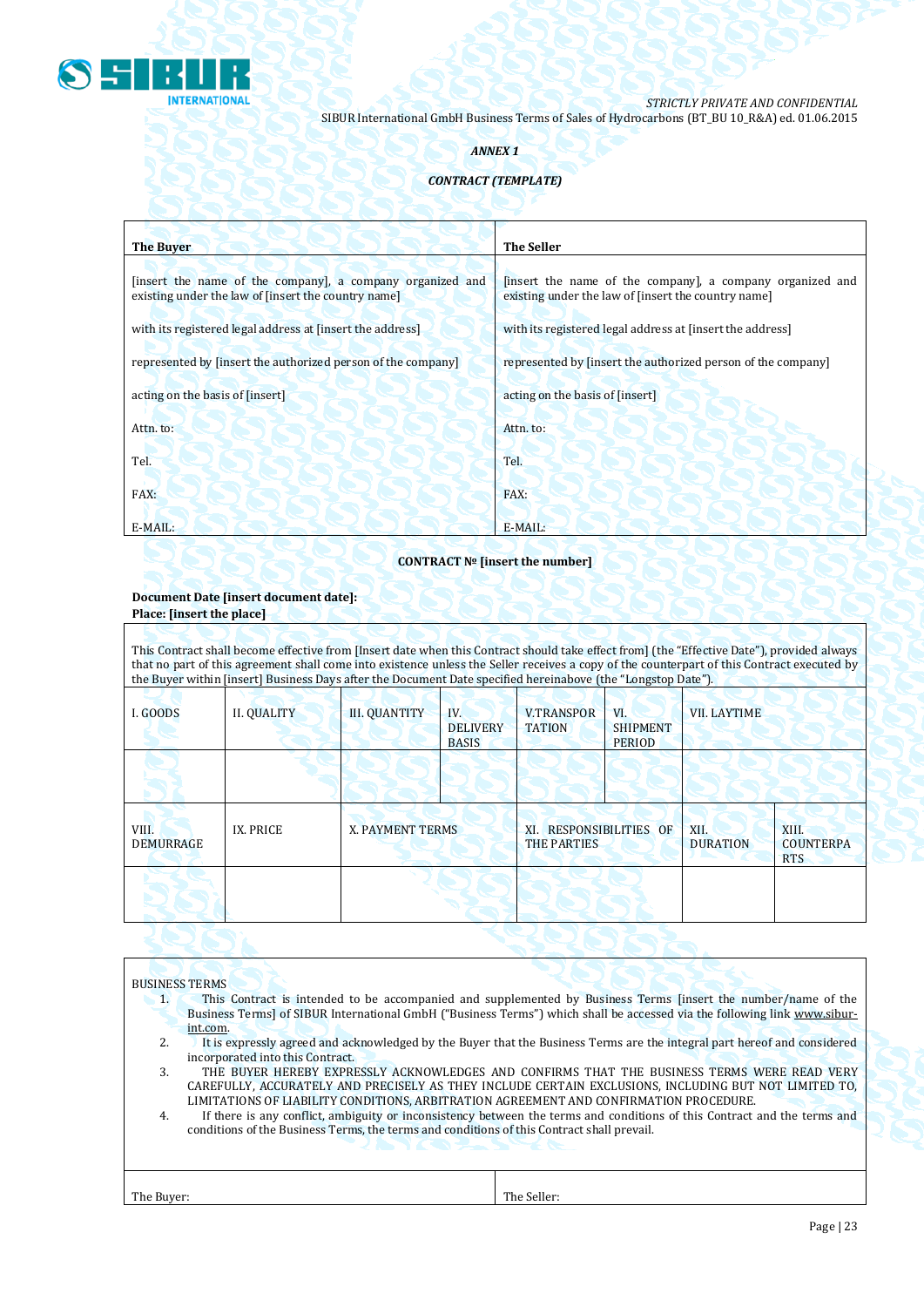*STRICTLY PRIVATE AND CONFIDENTIAL*

SIBUR International GmbH Business Terms of Sales of Hydrocarbons (BT_BU 10_R&A) ed. 01.06.2015

***ANNEX 1***

***CONTRACT (TEMPLATE)***

| **The Buyer** | **The Seller** |
|---|---|
| [insert the name of the company], a company organized and existing under the law of [insert the country name] | [insert the name of the company], a company organized and existing under the law of [insert the country name] |
| with its registered legal address at [insert the address] | with its registered legal address at [insert the address] |
| represented by [insert the authorized person of the company] | represented by [insert the authorized person of the company] |
| acting on the basis of [insert] | acting on the basis of [insert] |
| Attn. to: | Attn. to: |
| Tel. | Tel. |
| FAX: | FAX: |
| E-MAIL: | E-MAIL: |

**CONTRACT № [insert the number]**

**Document Date [insert document date]:**
**Place: [insert the place]**

This Contract shall become effective from [Insert date when this Contract should take effect from] (the "Effective Date"), provided always that no part of this agreement shall come into existence unless the Seller receives a copy of the counterpart of this Contract executed by the Buyer within [insert] Business Days after the Document Date specified hereinabove (the "Longstop Date").

| I. GOODS | II. QUALITY | III. QUANTITY | IV. DELIVERY BASIS | V.TRANSPORTATION | VI. SHIPMENT PERIOD | VII. LAYTIME |
|---|---|---|---|---|---|---|
| | | | | | | |

| VIII. DEMURRAGE | IX. PRICE | X. PAYMENT TERMS | XI. RESPONSIBILITIES OF THE PARTIES | XII. DURATION | XIII. COUNTERPARTS |
|---|---|---|---|---|---|
| | | | | | |

BUSINESS TERMS

1. This Contract is intended to be accompanied and supplemented by Business Terms [insert the number/name of the Business Terms] of SIBUR International GmbH ("Business Terms") which shall be accessed via the following link www.sibur-int.com.
2. It is expressly agreed and acknowledged by the Buyer that the Business Terms are the integral part hereof and considered incorporated into this Contract.
3. THE BUYER HEREBY EXPRESSLY ACKNOWLEDGES AND CONFIRMS THAT THE BUSINESS TERMS WERE READ VERY CAREFULLY, ACCURATELY AND PRECISELY AS THEY INCLUDE CERTAIN EXCLUSIONS, INCLUDING BUT NOT LIMITED TO, LIMITATIONS OF LIABILITY CONDITIONS, ARBITRATION AGREEMENT AND CONFIRMATION PROCEDURE.
4. If there is any conflict, ambiguity or inconsistency between the terms and conditions of this Contract and the terms and conditions of the Business Terms, the terms and conditions of this Contract shall prevail.

| The Buyer: | The Seller: |
|---|---|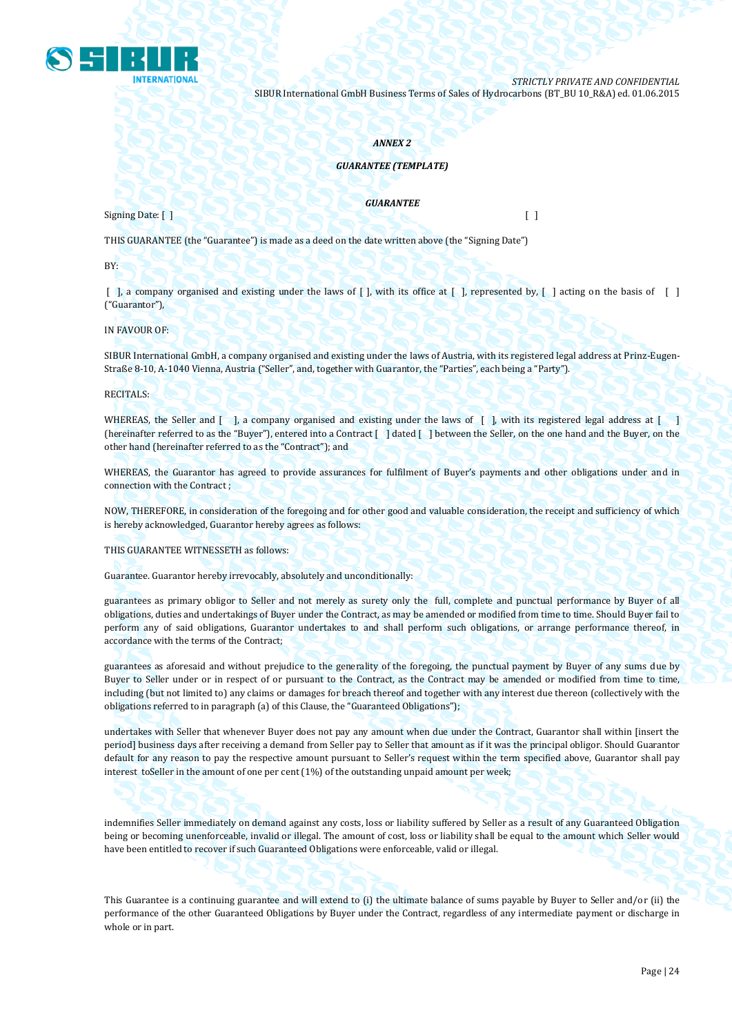*ANNEX 2*

***GUARANTEE (TEMPLATE)***

***GUARANTEE***

Signing Date: [ ] [ ]

THIS GUARANTEE (the "Guarantee") is made as a deed on the date written above (the "Signing Date")

BY:

[ ], a company organised and existing under the laws of [ ], with its office at [ ], represented by, [ ] acting on the basis of [ ] ("Guarantor"),

IN FAVOUR OF:

SIBUR International GmbH, a company organised and existing under the laws of Austria, with its registered legal address at Prinz-Eugen-Straße 8-10, A-1040 Vienna, Austria ("Seller", and, together with Guarantor, the "Parties", each being a "Party").

RECITALS:

WHEREAS, the Seller and [ ], a company organised and existing under the laws of [ ], with its registered legal address at [ ] (hereinafter referred to as the "Buyer"), entered into a Contract [ ] dated [ ] between the Seller, on the one hand and the Buyer, on the other hand (hereinafter referred to as the "Contract"); and

WHEREAS, the Guarantor has agreed to provide assurances for fulfilment of Buyer's payments and other obligations under and in connection with the Contract ;

NOW, THEREFORE, in consideration of the foregoing and for other good and valuable consideration, the receipt and sufficiency of which is hereby acknowledged, Guarantor hereby agrees as follows:

THIS GUARANTEE WITNESSETH as follows:

Guarantee. Guarantor hereby irrevocably, absolutely and unconditionally:

guarantees as primary obligor to Seller and not merely as surety only the full, complete and punctual performance by Buyer of all obligations, duties and undertakings of Buyer under the Contract, as may be amended or modified from time to time. Should Buyer fail to perform any of said obligations, Guarantor undertakes to and shall perform such obligations, or arrange performance thereof, in accordance with the terms of the Contract;

guarantees as aforesaid and without prejudice to the generality of the foregoing, the punctual payment by Buyer of any sums due by Buyer to Seller under or in respect of or pursuant to the Contract, as the Contract may be amended or modified from time to time, including (but not limited to) any claims or damages for breach thereof and together with any interest due thereon (collectively with the obligations referred to in paragraph (a) of this Clause, the "Guaranteed Obligations");

undertakes with Seller that whenever Buyer does not pay any amount when due under the Contract, Guarantor shall within [insert the period] business days after receiving a demand from Seller pay to Seller that amount as if it was the principal obligor. Should Guarantor default for any reason to pay the respective amount pursuant to Seller's request within the term specified above, Guarantor shall pay interest toSeller in the amount of one per cent (1%) of the outstanding unpaid amount per week;

indemnifies Seller immediately on demand against any costs, loss or liability suffered by Seller as a result of any Guaranteed Obligation being or becoming unenforceable, invalid or illegal. The amount of cost, loss or liability shall be equal to the amount which Seller would have been entitled to recover if such Guaranteed Obligations were enforceable, valid or illegal.

This Guarantee is a continuing guarantee and will extend to (i) the ultimate balance of sums payable by Buyer to Seller and/or (ii) the performance of the other Guaranteed Obligations by Buyer under the Contract, regardless of any intermediate payment or discharge in whole or in part.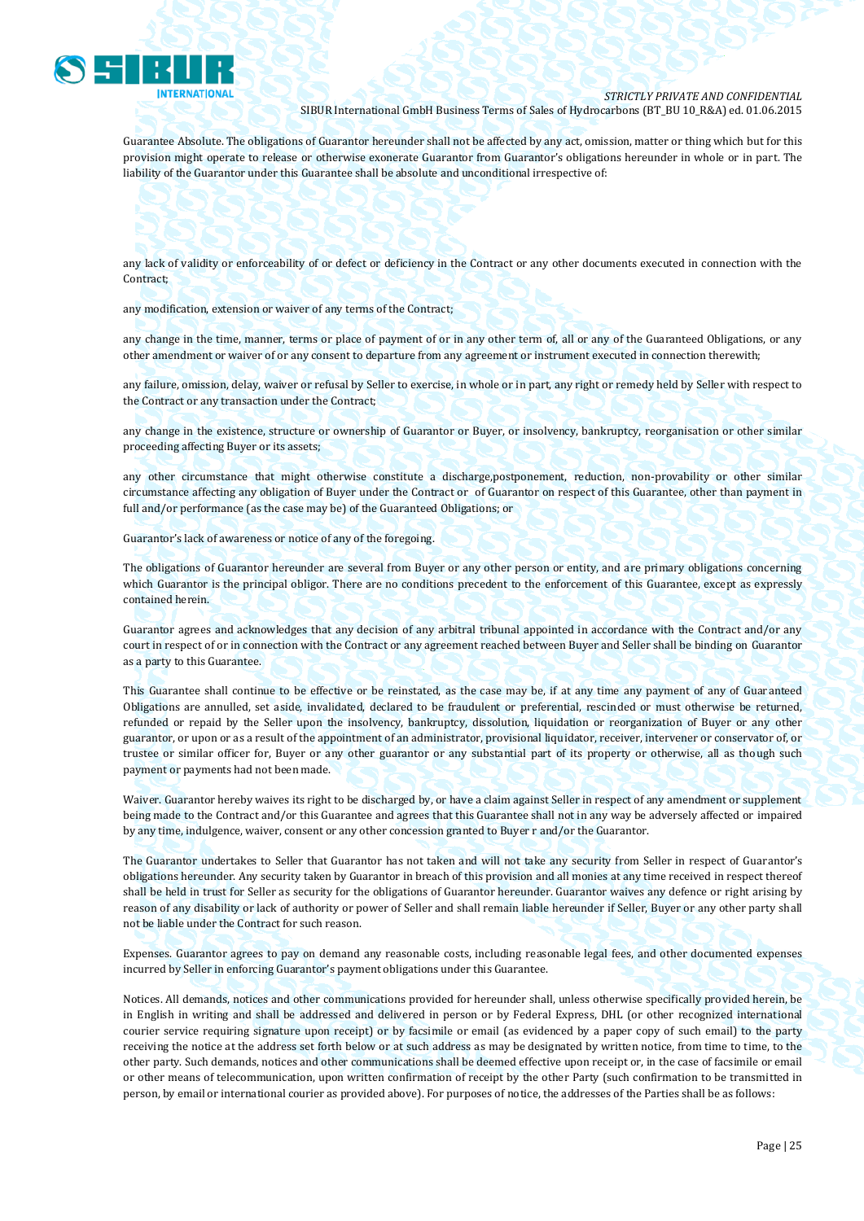Guarantee Absolute. The obligations of Guarantor hereunder shall not be affected by any act, omission, matter or thing which but for this provision might operate to release or otherwise exonerate Guarantor from Guarantor's obligations hereunder in whole or in part. The liability of the Guarantor under this Guarantee shall be absolute and unconditional irrespective of:

any lack of validity or enforceability of or defect or deficiency in the Contract or any other documents executed in connection with the Contract;

any modification, extension or waiver of any terms of the Contract;

any change in the time, manner, terms or place of payment of or in any other term of, all or any of the Guaranteed Obligations, or any other amendment or waiver of or any consent to departure from any agreement or instrument executed in connection therewith;

any failure, omission, delay, waiver or refusal by Seller to exercise, in whole or in part, any right or remedy held by Seller with respect to the Contract or any transaction under the Contract;

any change in the existence, structure or ownership of Guarantor or Buyer, or insolvency, bankruptcy, reorganisation or other similar proceeding affecting Buyer or its assets;

any other circumstance that might otherwise constitute a discharge,postponement, reduction, non-provability or other similar circumstance affecting any obligation of Buyer under the Contract or of Guarantor on respect of this Guarantee, other than payment in full and/or performance (as the case may be) of the Guaranteed Obligations; or

Guarantor's lack of awareness or notice of any of the foregoing.

The obligations of Guarantor hereunder are several from Buyer or any other person or entity, and are primary obligations concerning which Guarantor is the principal obligor. There are no conditions precedent to the enforcement of this Guarantee, except as expressly contained herein.

Guarantor agrees and acknowledges that any decision of any arbitral tribunal appointed in accordance with the Contract and/or any court in respect of or in connection with the Contract or any agreement reached between Buyer and Seller shall be binding on Guarantor as a party to this Guarantee.

This Guarantee shall continue to be effective or be reinstated, as the case may be, if at any time any payment of any of Guaranteed Obligations are annulled, set aside, invalidated, declared to be fraudulent or preferential, rescinded or must otherwise be returned, refunded or repaid by the Seller upon the insolvency, bankruptcy, dissolution, liquidation or reorganization of Buyer or any other guarantor, or upon or as a result of the appointment of an administrator, provisional liquidator, receiver, intervener or conservator of, or trustee or similar officer for, Buyer or any other guarantor or any substantial part of its property or otherwise, all as though such payment or payments had not been made.

Waiver. Guarantor hereby waives its right to be discharged by, or have a claim against Seller in respect of any amendment or supplement being made to the Contract and/or this Guarantee and agrees that this Guarantee shall not in any way be adversely affected or impaired by any time, indulgence, waiver, consent or any other concession granted to Buyer r and/or the Guarantor.

The Guarantor undertakes to Seller that Guarantor has not taken and will not take any security from Seller in respect of Guarantor's obligations hereunder. Any security taken by Guarantor in breach of this provision and all monies at any time received in respect thereof shall be held in trust for Seller as security for the obligations of Guarantor hereunder. Guarantor waives any defence or right arising by reason of any disability or lack of authority or power of Seller and shall remain liable hereunder if Seller, Buyer or any other party shall not be liable under the Contract for such reason.

Expenses. Guarantor agrees to pay on demand any reasonable costs, including reasonable legal fees, and other documented expenses incurred by Seller in enforcing Guarantor's payment obligations under this Guarantee.

Notices. All demands, notices and other communications provided for hereunder shall, unless otherwise specifically provided herein, be in English in writing and shall be addressed and delivered in person or by Federal Express, DHL (or other recognized international courier service requiring signature upon receipt) or by facsimile or email (as evidenced by a paper copy of such email) to the party receiving the notice at the address set forth below or at such address as may be designated by written notice, from time to time, to the other party. Such demands, notices and other communications shall be deemed effective upon receipt or, in the case of facsimile or email or other means of telecommunication, upon written confirmation of receipt by the other Party (such confirmation to be transmitted in person, by email or international courier as provided above). For purposes of notice, the addresses of the Parties shall be as follows: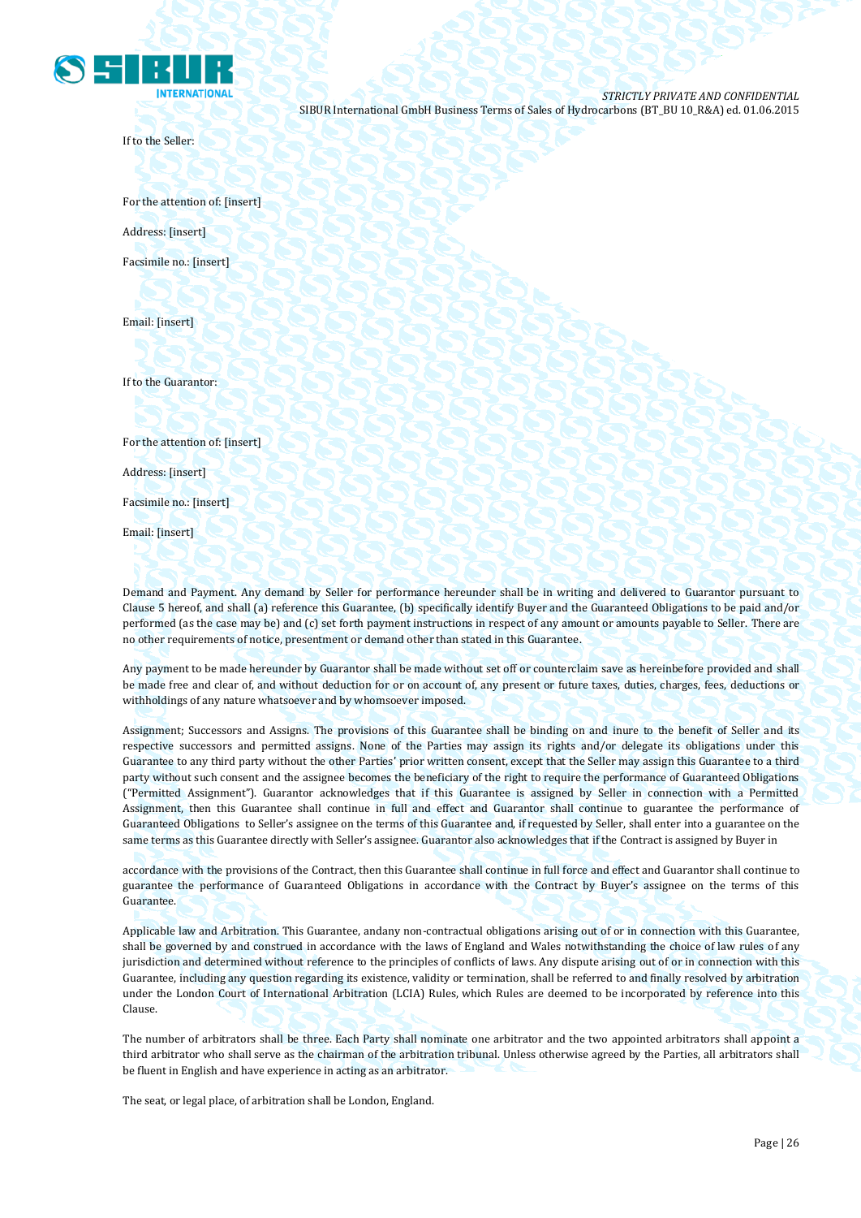If to the Seller:

For the attention of: [insert]

Address: [insert]

Facsimile no.: [insert]

Email: [insert]

If to the Guarantor:

For the attention of: [insert]

Address: [insert]

Facsimile no.: [insert]

Email: [insert]

Demand and Payment. Any demand by Seller for performance hereunder shall be in writing and delivered to Guarantor pursuant to Clause 5 hereof, and shall (a) reference this Guarantee, (b) specifically identify Buyer and the Guaranteed Obligations to be paid and/or performed (as the case may be) and (c) set forth payment instructions in respect of any amount or amounts payable to Seller. There are no other requirements of notice, presentment or demand other than stated in this Guarantee.

Any payment to be made hereunder by Guarantor shall be made without set off or counterclaim save as hereinbefore provided and shall be made free and clear of, and without deduction for or on account of, any present or future taxes, duties, charges, fees, deductions or withholdings of any nature whatsoever and by whomsoever imposed.

Assignment; Successors and Assigns. The provisions of this Guarantee shall be binding on and inure to the benefit of Seller and its respective successors and permitted assigns. None of the Parties may assign its rights and/or delegate its obligations under this Guarantee to any third party without the other Parties' prior written consent, except that the Seller may assign this Guarantee to a third party without such consent and the assignee becomes the beneficiary of the right to require the performance of Guaranteed Obligations ("Permitted Assignment"). Guarantor acknowledges that if this Guarantee is assigned by Seller in connection with a Permitted Assignment, then this Guarantee shall continue in full and effect and Guarantor shall continue to guarantee the performance of Guaranteed Obligations to Seller's assignee on the terms of this Guarantee and, if requested by Seller, shall enter into a guarantee on the same terms as this Guarantee directly with Seller's assignee. Guarantor also acknowledges that if the Contract is assigned by Buyer in accordance with the provisions of the Contract, then this Guarantee shall continue in full force and effect and Guarantor shall continue to guarantee the performance of Guaranteed Obligations in accordance with the Contract by Buyer's assignee on the terms of this Guarantee.

Applicable law and Arbitration. This Guarantee, andany non-contractual obligations arising out of or in connection with this Guarantee, shall be governed by and construed in accordance with the laws of England and Wales notwithstanding the choice of law rules of any jurisdiction and determined without reference to the principles of conflicts of laws. Any dispute arising out of or in connection with this Guarantee, including any question regarding its existence, validity or termination, shall be referred to and finally resolved by arbitration under the London Court of International Arbitration (LCIA) Rules, which Rules are deemed to be incorporated by reference into this Clause.

The number of arbitrators shall be three. Each Party shall nominate one arbitrator and the two appointed arbitrators shall appoint a third arbitrator who shall serve as the chairman of the arbitration tribunal. Unless otherwise agreed by the Parties, all arbitrators shall be fluent in English and have experience in acting as an arbitrator.

The seat, or legal place, of arbitration shall be London, England.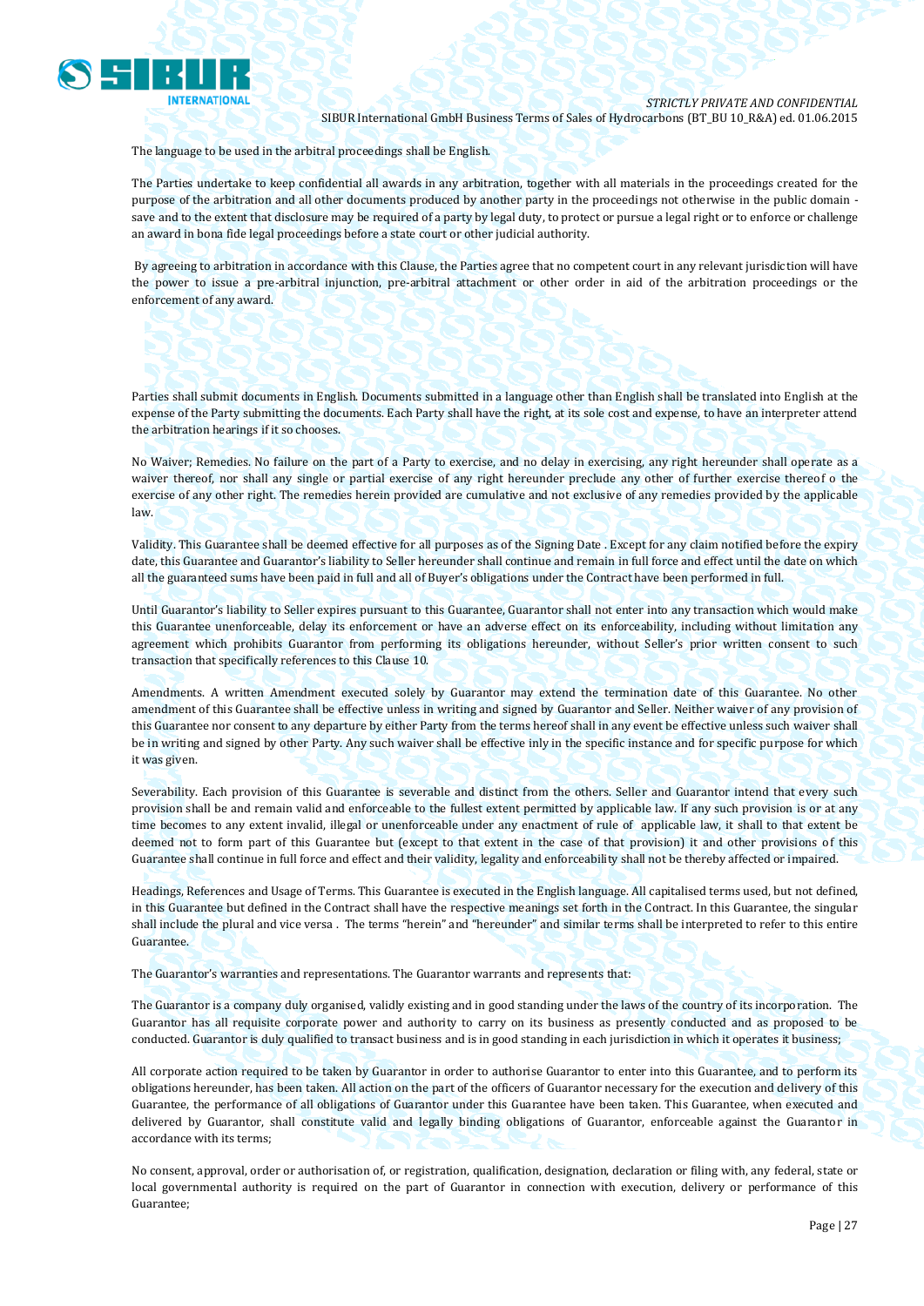The language to be used in the arbitral proceedings shall be English.

The Parties undertake to keep confidential all awards in any arbitration, together with all materials in the proceedings created for the purpose of the arbitration and all other documents produced by another party in the proceedings not otherwise in the public domain - save and to the extent that disclosure may be required of a party by legal duty, to protect or pursue a legal right or to enforce or challenge an award in bona fide legal proceedings before a state court or other judicial authority.

By agreeing to arbitration in accordance with this Clause, the Parties agree that no competent court in any relevant jurisdiction will have the power to issue a pre-arbitral injunction, pre-arbitral attachment or other order in aid of the arbitration proceedings or the enforcement of any award.

Parties shall submit documents in English. Documents submitted in a language other than English shall be translated into English at the expense of the Party submitting the documents. Each Party shall have the right, at its sole cost and expense, to have an interpreter attend the arbitration hearings if it so chooses.

No Waiver; Remedies. No failure on the part of a Party to exercise, and no delay in exercising, any right hereunder shall operate as a waiver thereof, nor shall any single or partial exercise of any right hereunder preclude any other of further exercise thereof o the exercise of any other right. The remedies herein provided are cumulative and not exclusive of any remedies provided by the applicable law.

Validity. This Guarantee shall be deemed effective for all purposes as of the Signing Date . Except for any claim notified before the expiry date, this Guarantee and Guarantor's liability to Seller hereunder shall continue and remain in full force and effect until the date on which all the guaranteed sums have been paid in full and all of Buyer's obligations under the Contract have been performed in full.

Until Guarantor's liability to Seller expires pursuant to this Guarantee, Guarantor shall not enter into any transaction which would make this Guarantee unenforceable, delay its enforcement or have an adverse effect on its enforceability, including without limitation any agreement which prohibits Guarantor from performing its obligations hereunder, without Seller's prior written consent to such transaction that specifically references to this Clause 10.

Amendments. A written Amendment executed solely by Guarantor may extend the termination date of this Guarantee. No other amendment of this Guarantee shall be effective unless in writing and signed by Guarantor and Seller. Neither waiver of any provision of this Guarantee nor consent to any departure by either Party from the terms hereof shall in any event be effective unless such waiver shall be in writing and signed by other Party. Any such waiver shall be effective inly in the specific instance and for specific purpose for which it was given.

Severability. Each provision of this Guarantee is severable and distinct from the others. Seller and Guarantor intend that every such provision shall be and remain valid and enforceable to the fullest extent permitted by applicable law. If any such provision is or at any time becomes to any extent invalid, illegal or unenforceable under any enactment of rule of applicable law, it shall to that extent be deemed not to form part of this Guarantee but (except to that extent in the case of that provision) it and other provisions of this Guarantee shall continue in full force and effect and their validity, legality and enforceability shall not be thereby affected or impaired.

Headings, References and Usage of Terms. This Guarantee is executed in the English language. All capitalised terms used, but not defined, in this Guarantee but defined in the Contract shall have the respective meanings set forth in the Contract. In this Guarantee, the singular shall include the plural and vice versa . The terms "herein" and "hereunder" and similar terms shall be interpreted to refer to this entire Guarantee.

The Guarantor's warranties and representations. The Guarantor warrants and represents that:

The Guarantor is a company duly organised, validly existing and in good standing under the laws of the country of its incorporation. The Guarantor has all requisite corporate power and authority to carry on its business as presently conducted and as proposed to be conducted. Guarantor is duly qualified to transact business and is in good standing in each jurisdiction in which it operates it business;

All corporate action required to be taken by Guarantor in order to authorise Guarantor to enter into this Guarantee, and to perform its obligations hereunder, has been taken. All action on the part of the officers of Guarantor necessary for the execution and delivery of this Guarantee, the performance of all obligations of Guarantor under this Guarantee have been taken. This Guarantee, when executed and delivered by Guarantor, shall constitute valid and legally binding obligations of Guarantor, enforceable against the Guarantor in accordance with its terms;

No consent, approval, order or authorisation of, or registration, qualification, designation, declaration or filing with, any federal, state or local governmental authority is required on the part of Guarantor in connection with execution, delivery or performance of this Guarantee;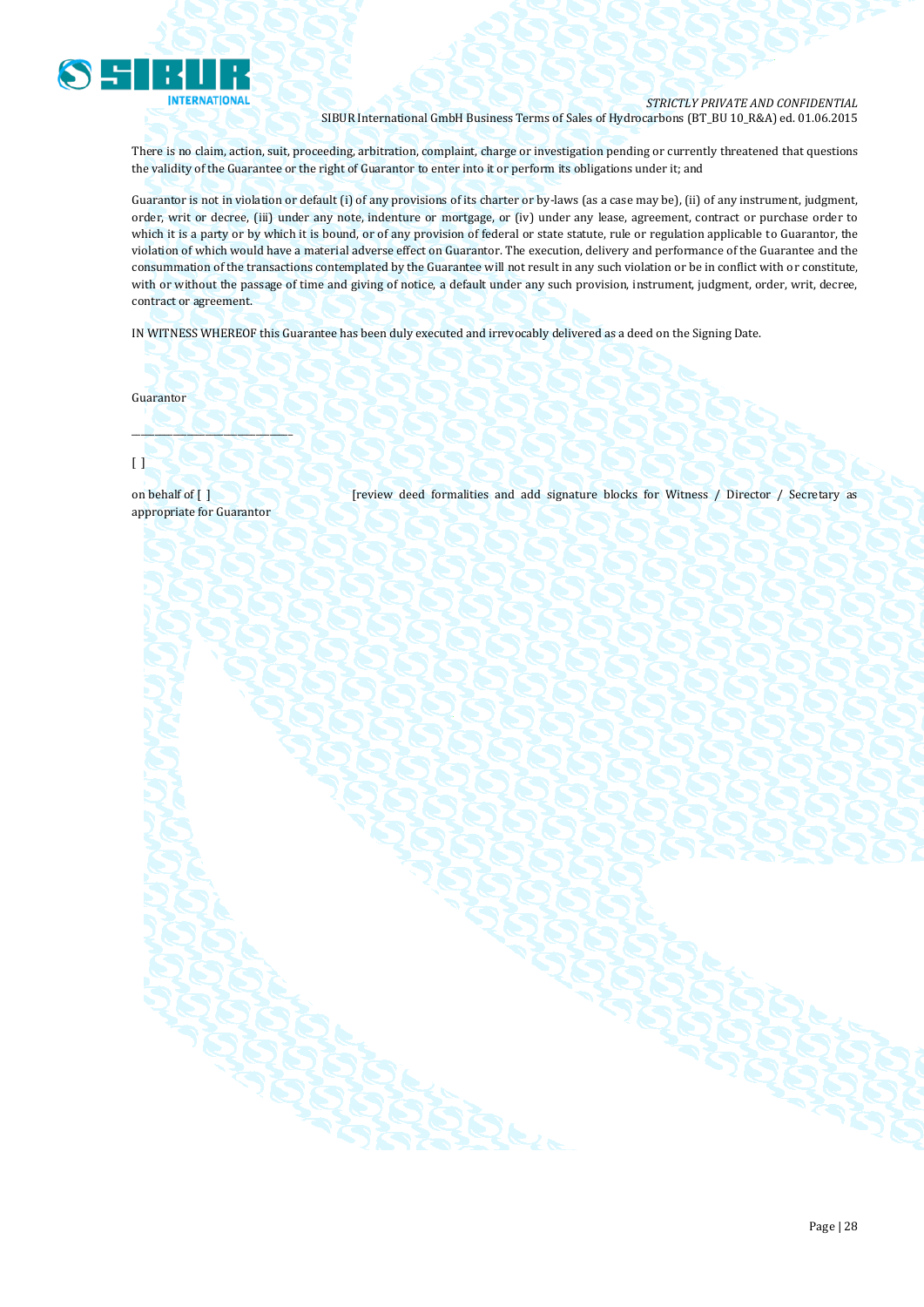There is no claim, action, suit, proceeding, arbitration, complaint, charge or investigation pending or currently threatened that questions the validity of the Guarantee or the right of Guarantor to enter into it or perform its obligations under it; and

Guarantor is not in violation or default (i) of any provisions of its charter or by-laws (as a case may be), (ii) of any instrument, judgment, order, writ or decree, (iii) under any note, indenture or mortgage, or (iv) under any lease, agreement, contract or purchase order to which it is a party or by which it is bound, or of any provision of federal or state statute, rule or regulation applicable to Guarantor, the violation of which would have a material adverse effect on Guarantor. The execution, delivery and performance of the Guarantee and the consummation of the transactions contemplated by the Guarantee will not result in any such violation or be in conflict with or constitute, with or without the passage of time and giving of notice, a default under any such provision, instrument, judgment, order, writ, decree, contract or agreement.

IN WITNESS WHEREOF this Guarantee has been duly executed and irrevocably delivered as a deed on the Signing Date.

Guarantor

______________________________

[ ]

on behalf of [ ] [review deed formalities and add signature blocks for Witness / Director / Secretary as appropriate for Guarantor